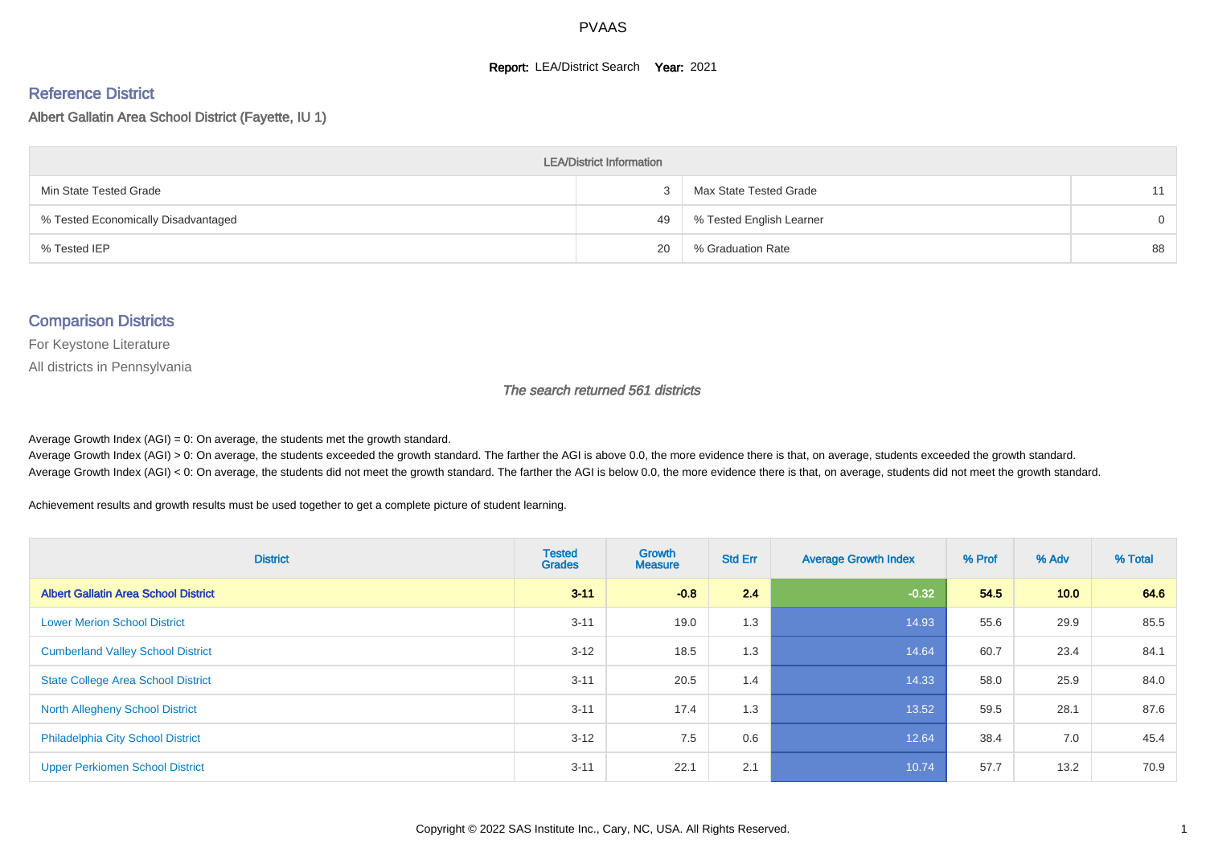# PVAAS

**Report:** LEA/District Search **Year:** 2021

## Reference District

Albert Gallatin Area School District (Fayette, IU 1)

| LEA/District Information | | | |
|---|---|---|---|
| Min State Tested Grade | 3 | Max State Tested Grade | 11 |
| % Tested Economically Disadvantaged | 49 | % Tested English Learner | 0 |
| % Tested IEP | 20 | % Graduation Rate | 88 |

## Comparison Districts

For Keystone Literature

All districts in Pennsylvania

*The search returned 561 districts*

Average Growth Index (AGI) = 0: On average, the students met the growth standard.
Average Growth Index (AGI) > 0: On average, the students exceeded the growth standard. The farther the AGI is above 0.0, the more evidence there is that, on average, students exceeded the growth standard.
Average Growth Index (AGI) < 0: On average, the students did not meet the growth standard. The farther the AGI is below 0.0, the more evidence there is that, on average, students did not meet the growth standard.

Achievement results and growth results must be used together to get a complete picture of student learning.

| District | Tested Grades | Growth Measure | Std Err | Average Growth Index | % Prof | % Adv | % Total |
|---|---|---|---|---|---|---|---|
| **Albert Gallatin Area School District** | **3-11** | **-0.8** | **2.4** | **-0.32** | **54.5** | **10.0** | **64.6** |
| Lower Merion School District | 3-11 | 19.0 | 1.3 | 14.93 | 55.6 | 29.9 | 85.5 |
| Cumberland Valley School District | 3-12 | 18.5 | 1.3 | 14.64 | 60.7 | 23.4 | 84.1 |
| State College Area School District | 3-11 | 20.5 | 1.4 | 14.33 | 58.0 | 25.9 | 84.0 |
| North Allegheny School District | 3-11 | 17.4 | 1.3 | 13.52 | 59.5 | 28.1 | 87.6 |
| Philadelphia City School District | 3-12 | 7.5 | 0.6 | 12.64 | 38.4 | 7.0 | 45.4 |
| Upper Perkiomen School District | 3-11 | 22.1 | 2.1 | 10.74 | 57.7 | 13.2 | 70.9 |

Copyright © 2022 SAS Institute Inc., Cary, NC, USA. All Rights Reserved.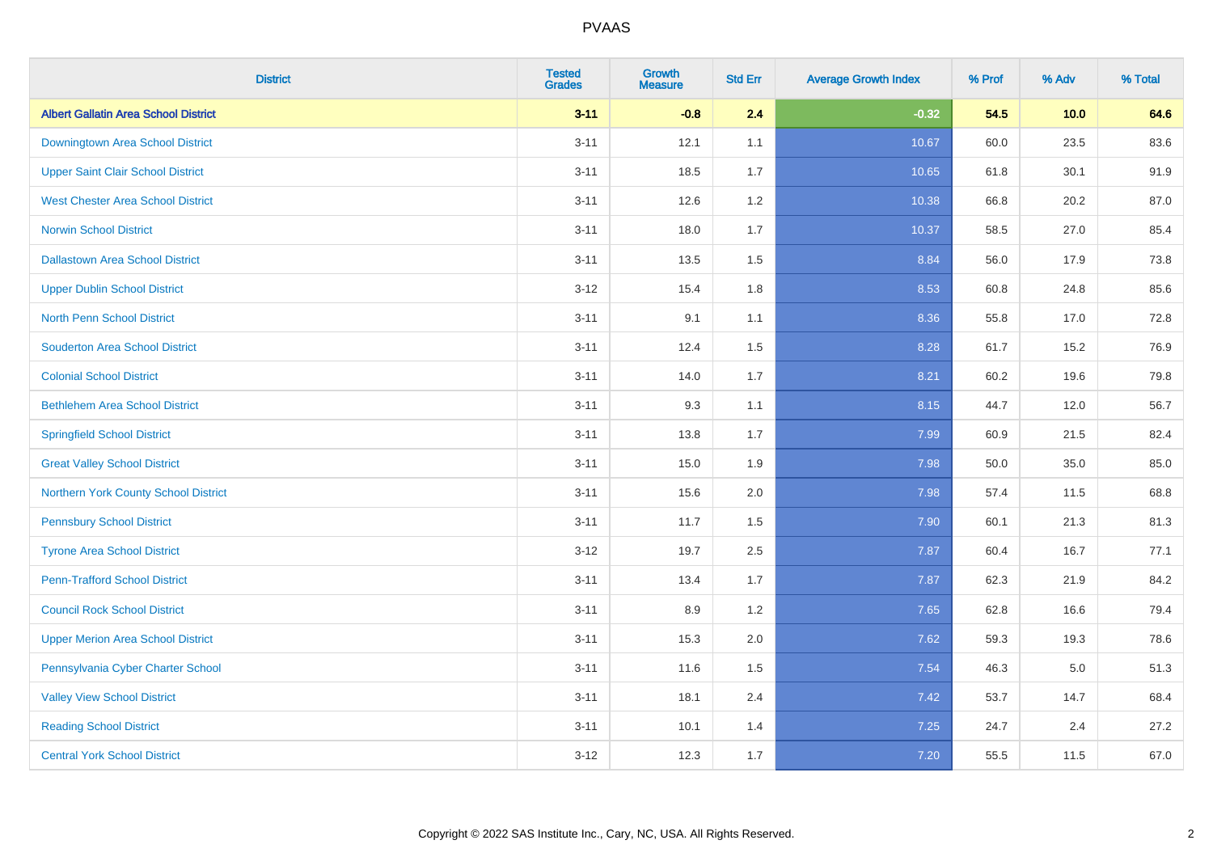# PVAAS

| District | Tested Grades | Growth Measure | Std Err | Average Growth Index | % Prof | % Adv | % Total |
|---|---|---|---|---|---|---|---|
| **Albert Gallatin Area School District** | **3-11** | **-0.8** | **2.4** | **-0.32** | **54.5** | **10.0** | **64.6** |
| Downingtown Area School District | 3-11 | 12.1 | 1.1 | 10.67 | 60.0 | 23.5 | 83.6 |
| Upper Saint Clair School District | 3-11 | 18.5 | 1.7 | 10.65 | 61.8 | 30.1 | 91.9 |
| West Chester Area School District | 3-11 | 12.6 | 1.2 | 10.38 | 66.8 | 20.2 | 87.0 |
| Norwin School District | 3-11 | 18.0 | 1.7 | 10.37 | 58.5 | 27.0 | 85.4 |
| Dallastown Area School District | 3-11 | 13.5 | 1.5 | 8.84 | 56.0 | 17.9 | 73.8 |
| Upper Dublin School District | 3-12 | 15.4 | 1.8 | 8.53 | 60.8 | 24.8 | 85.6 |
| North Penn School District | 3-11 | 9.1 | 1.1 | 8.36 | 55.8 | 17.0 | 72.8 |
| Souderton Area School District | 3-11 | 12.4 | 1.5 | 8.28 | 61.7 | 15.2 | 76.9 |
| Colonial School District | 3-11 | 14.0 | 1.7 | 8.21 | 60.2 | 19.6 | 79.8 |
| Bethlehem Area School District | 3-11 | 9.3 | 1.1 | 8.15 | 44.7 | 12.0 | 56.7 |
| Springfield School District | 3-11 | 13.8 | 1.7 | 7.99 | 60.9 | 21.5 | 82.4 |
| Great Valley School District | 3-11 | 15.0 | 1.9 | 7.98 | 50.0 | 35.0 | 85.0 |
| Northern York County School District | 3-11 | 15.6 | 2.0 | 7.98 | 57.4 | 11.5 | 68.8 |
| Pennsbury School District | 3-11 | 11.7 | 1.5 | 7.90 | 60.1 | 21.3 | 81.3 |
| Tyrone Area School District | 3-12 | 19.7 | 2.5 | 7.87 | 60.4 | 16.7 | 77.1 |
| Penn-Trafford School District | 3-11 | 13.4 | 1.7 | 7.87 | 62.3 | 21.9 | 84.2 |
| Council Rock School District | 3-11 | 8.9 | 1.2 | 7.65 | 62.8 | 16.6 | 79.4 |
| Upper Merion Area School District | 3-11 | 15.3 | 2.0 | 7.62 | 59.3 | 19.3 | 78.6 |
| Pennsylvania Cyber Charter School | 3-11 | 11.6 | 1.5 | 7.54 | 46.3 | 5.0 | 51.3 |
| Valley View School District | 3-11 | 18.1 | 2.4 | 7.42 | 53.7 | 14.7 | 68.4 |
| Reading School District | 3-11 | 10.1 | 1.4 | 7.25 | 24.7 | 2.4 | 27.2 |
| Central York School District | 3-12 | 12.3 | 1.7 | 7.20 | 55.5 | 11.5 | 67.0 |

Copyright © 2022 SAS Institute Inc., Cary, NC, USA. All Rights Reserved.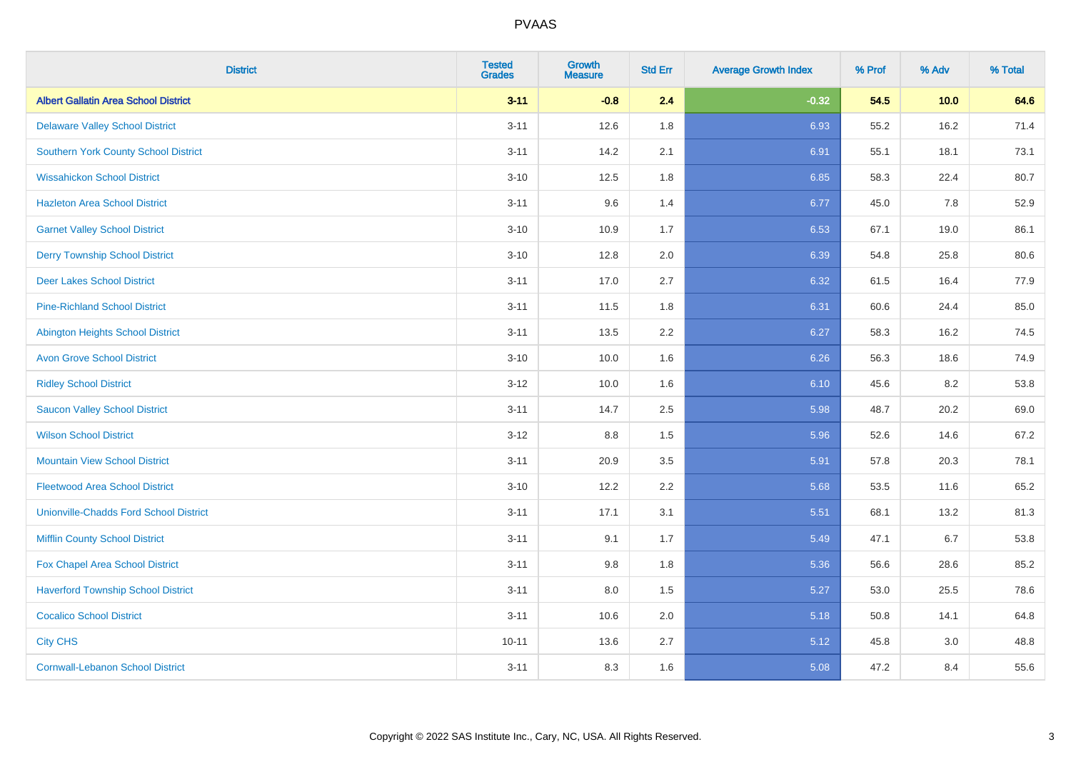| District | Tested Grades | Growth Measure | Std Err | Average Growth Index | % Prof | % Adv | % Total |
|---|---|---|---|---|---|---|---|
| **Albert Gallatin Area School District** | **3-11** | **-0.8** | **2.4** | **-0.32** | **54.5** | **10.0** | **64.6** |
| Delaware Valley School District | 3-11 | 12.6 | 1.8 | 6.93 | 55.2 | 16.2 | 71.4 |
| Southern York County School District | 3-11 | 14.2 | 2.1 | 6.91 | 55.1 | 18.1 | 73.1 |
| Wissahickon School District | 3-10 | 12.5 | 1.8 | 6.85 | 58.3 | 22.4 | 80.7 |
| Hazleton Area School District | 3-11 | 9.6 | 1.4 | 6.77 | 45.0 | 7.8 | 52.9 |
| Garnet Valley School District | 3-10 | 10.9 | 1.7 | 6.53 | 67.1 | 19.0 | 86.1 |
| Derry Township School District | 3-10 | 12.8 | 2.0 | 6.39 | 54.8 | 25.8 | 80.6 |
| Deer Lakes School District | 3-11 | 17.0 | 2.7 | 6.32 | 61.5 | 16.4 | 77.9 |
| Pine-Richland School District | 3-11 | 11.5 | 1.8 | 6.31 | 60.6 | 24.4 | 85.0 |
| Abington Heights School District | 3-11 | 13.5 | 2.2 | 6.27 | 58.3 | 16.2 | 74.5 |
| Avon Grove School District | 3-10 | 10.0 | 1.6 | 6.26 | 56.3 | 18.6 | 74.9 |
| Ridley School District | 3-12 | 10.0 | 1.6 | 6.10 | 45.6 | 8.2 | 53.8 |
| Saucon Valley School District | 3-11 | 14.7 | 2.5 | 5.98 | 48.7 | 20.2 | 69.0 |
| Wilson School District | 3-12 | 8.8 | 1.5 | 5.96 | 52.6 | 14.6 | 67.2 |
| Mountain View School District | 3-11 | 20.9 | 3.5 | 5.91 | 57.8 | 20.3 | 78.1 |
| Fleetwood Area School District | 3-10 | 12.2 | 2.2 | 5.68 | 53.5 | 11.6 | 65.2 |
| Unionville-Chadds Ford School District | 3-11 | 17.1 | 3.1 | 5.51 | 68.1 | 13.2 | 81.3 |
| Mifflin County School District | 3-11 | 9.1 | 1.7 | 5.49 | 47.1 | 6.7 | 53.8 |
| Fox Chapel Area School District | 3-11 | 9.8 | 1.8 | 5.36 | 56.6 | 28.6 | 85.2 |
| Haverford Township School District | 3-11 | 8.0 | 1.5 | 5.27 | 53.0 | 25.5 | 78.6 |
| Cocalico School District | 3-11 | 10.6 | 2.0 | 5.18 | 50.8 | 14.1 | 64.8 |
| City CHS | 10-11 | 13.6 | 2.7 | 5.12 | 45.8 | 3.0 | 48.8 |
| Cornwall-Lebanon School District | 3-11 | 8.3 | 1.6 | 5.08 | 47.2 | 8.4 | 55.6 |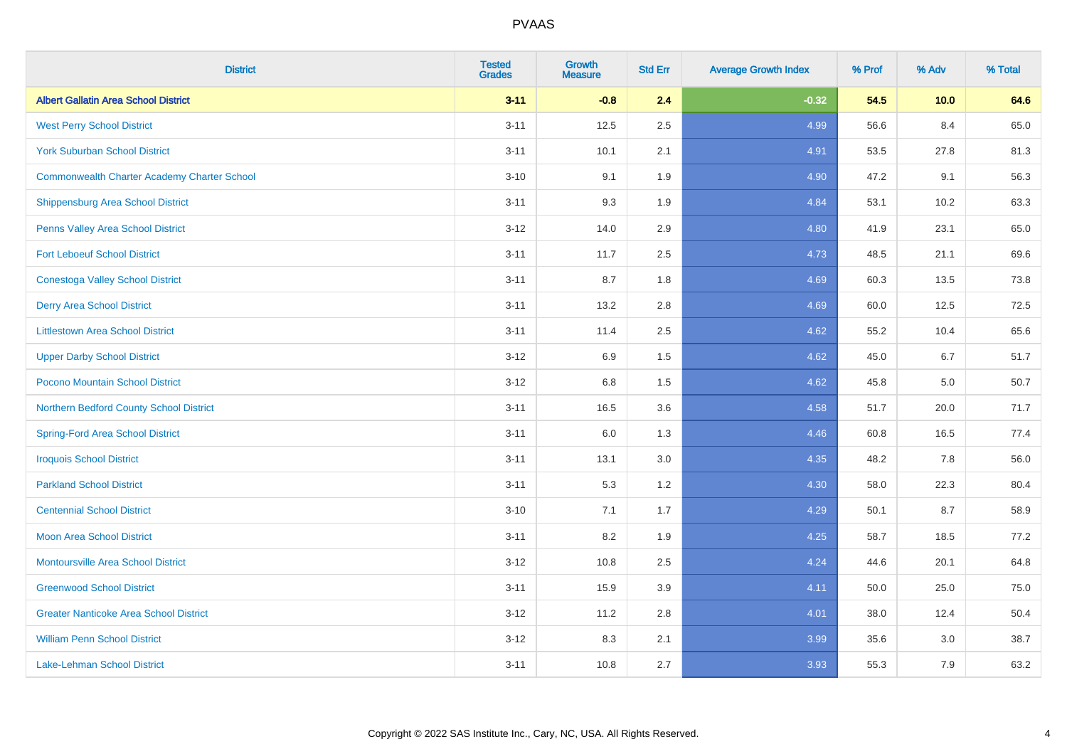| District | Tested Grades | Growth Measure | Std Err | Average Growth Index | % Prof | % Adv | % Total |
|---|---|---|---|---|---|---|---|
| **Albert Gallatin Area School District** | **3-11** | **-0.8** | **2.4** | **-0.32** | **54.5** | **10.0** | **64.6** |
| West Perry School District | 3-11 | 12.5 | 2.5 | 4.99 | 56.6 | 8.4 | 65.0 |
| York Suburban School District | 3-11 | 10.1 | 2.1 | 4.91 | 53.5 | 27.8 | 81.3 |
| Commonwealth Charter Academy Charter School | 3-10 | 9.1 | 1.9 | 4.90 | 47.2 | 9.1 | 56.3 |
| Shippensburg Area School District | 3-11 | 9.3 | 1.9 | 4.84 | 53.1 | 10.2 | 63.3 |
| Penns Valley Area School District | 3-12 | 14.0 | 2.9 | 4.80 | 41.9 | 23.1 | 65.0 |
| Fort Leboeuf School District | 3-11 | 11.7 | 2.5 | 4.73 | 48.5 | 21.1 | 69.6 |
| Conestoga Valley School District | 3-11 | 8.7 | 1.8 | 4.69 | 60.3 | 13.5 | 73.8 |
| Derry Area School District | 3-11 | 13.2 | 2.8 | 4.69 | 60.0 | 12.5 | 72.5 |
| Littlestown Area School District | 3-11 | 11.4 | 2.5 | 4.62 | 55.2 | 10.4 | 65.6 |
| Upper Darby School District | 3-12 | 6.9 | 1.5 | 4.62 | 45.0 | 6.7 | 51.7 |
| Pocono Mountain School District | 3-12 | 6.8 | 1.5 | 4.62 | 45.8 | 5.0 | 50.7 |
| Northern Bedford County School District | 3-11 | 16.5 | 3.6 | 4.58 | 51.7 | 20.0 | 71.7 |
| Spring-Ford Area School District | 3-11 | 6.0 | 1.3 | 4.46 | 60.8 | 16.5 | 77.4 |
| Iroquois School District | 3-11 | 13.1 | 3.0 | 4.35 | 48.2 | 7.8 | 56.0 |
| Parkland School District | 3-11 | 5.3 | 1.2 | 4.30 | 58.0 | 22.3 | 80.4 |
| Centennial School District | 3-10 | 7.1 | 1.7 | 4.29 | 50.1 | 8.7 | 58.9 |
| Moon Area School District | 3-11 | 8.2 | 1.9 | 4.25 | 58.7 | 18.5 | 77.2 |
| Montoursville Area School District | 3-12 | 10.8 | 2.5 | 4.24 | 44.6 | 20.1 | 64.8 |
| Greenwood School District | 3-11 | 15.9 | 3.9 | 4.11 | 50.0 | 25.0 | 75.0 |
| Greater Nanticoke Area School District | 3-12 | 11.2 | 2.8 | 4.01 | 38.0 | 12.4 | 50.4 |
| William Penn School District | 3-12 | 8.3 | 2.1 | 3.99 | 35.6 | 3.0 | 38.7 |
| Lake-Lehman School District | 3-11 | 10.8 | 2.7 | 3.93 | 55.3 | 7.9 | 63.2 |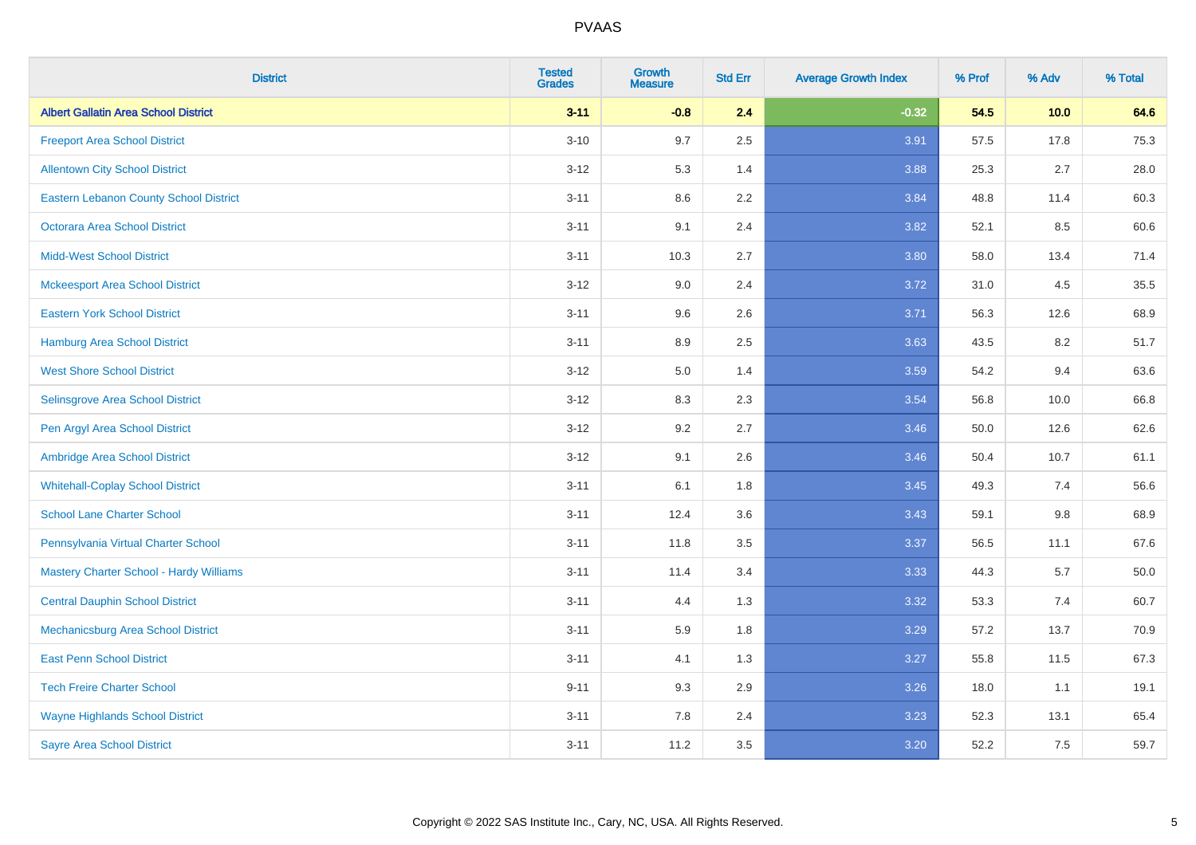| District | Tested Grades | Growth Measure | Std Err | Average Growth Index | % Prof | % Adv | % Total |
|---|---|---|---|---|---|---|---|
| **Albert Gallatin Area School District** | **3-11** | **-0.8** | **2.4** | **-0.32** | **54.5** | **10.0** | **64.6** |
| Freeport Area School District | 3-10 | 9.7 | 2.5 | 3.91 | 57.5 | 17.8 | 75.3 |
| Allentown City School District | 3-12 | 5.3 | 1.4 | 3.88 | 25.3 | 2.7 | 28.0 |
| Eastern Lebanon County School District | 3-11 | 8.6 | 2.2 | 3.84 | 48.8 | 11.4 | 60.3 |
| Octorara Area School District | 3-11 | 9.1 | 2.4 | 3.82 | 52.1 | 8.5 | 60.6 |
| Midd-West School District | 3-11 | 10.3 | 2.7 | 3.80 | 58.0 | 13.4 | 71.4 |
| Mckeesport Area School District | 3-12 | 9.0 | 2.4 | 3.72 | 31.0 | 4.5 | 35.5 |
| Eastern York School District | 3-11 | 9.6 | 2.6 | 3.71 | 56.3 | 12.6 | 68.9 |
| Hamburg Area School District | 3-11 | 8.9 | 2.5 | 3.63 | 43.5 | 8.2 | 51.7 |
| West Shore School District | 3-12 | 5.0 | 1.4 | 3.59 | 54.2 | 9.4 | 63.6 |
| Selinsgrove Area School District | 3-12 | 8.3 | 2.3 | 3.54 | 56.8 | 10.0 | 66.8 |
| Pen Argyl Area School District | 3-12 | 9.2 | 2.7 | 3.46 | 50.0 | 12.6 | 62.6 |
| Ambridge Area School District | 3-12 | 9.1 | 2.6 | 3.46 | 50.4 | 10.7 | 61.1 |
| Whitehall-Coplay School District | 3-11 | 6.1 | 1.8 | 3.45 | 49.3 | 7.4 | 56.6 |
| School Lane Charter School | 3-11 | 12.4 | 3.6 | 3.43 | 59.1 | 9.8 | 68.9 |
| Pennsylvania Virtual Charter School | 3-11 | 11.8 | 3.5 | 3.37 | 56.5 | 11.1 | 67.6 |
| Mastery Charter School - Hardy Williams | 3-11 | 11.4 | 3.4 | 3.33 | 44.3 | 5.7 | 50.0 |
| Central Dauphin School District | 3-11 | 4.4 | 1.3 | 3.32 | 53.3 | 7.4 | 60.7 |
| Mechanicsburg Area School District | 3-11 | 5.9 | 1.8 | 3.29 | 57.2 | 13.7 | 70.9 |
| East Penn School District | 3-11 | 4.1 | 1.3 | 3.27 | 55.8 | 11.5 | 67.3 |
| Tech Freire Charter School | 9-11 | 9.3 | 2.9 | 3.26 | 18.0 | 1.1 | 19.1 |
| Wayne Highlands School District | 3-11 | 7.8 | 2.4 | 3.23 | 52.3 | 13.1 | 65.4 |
| Sayre Area School District | 3-11 | 11.2 | 3.5 | 3.20 | 52.2 | 7.5 | 59.7 |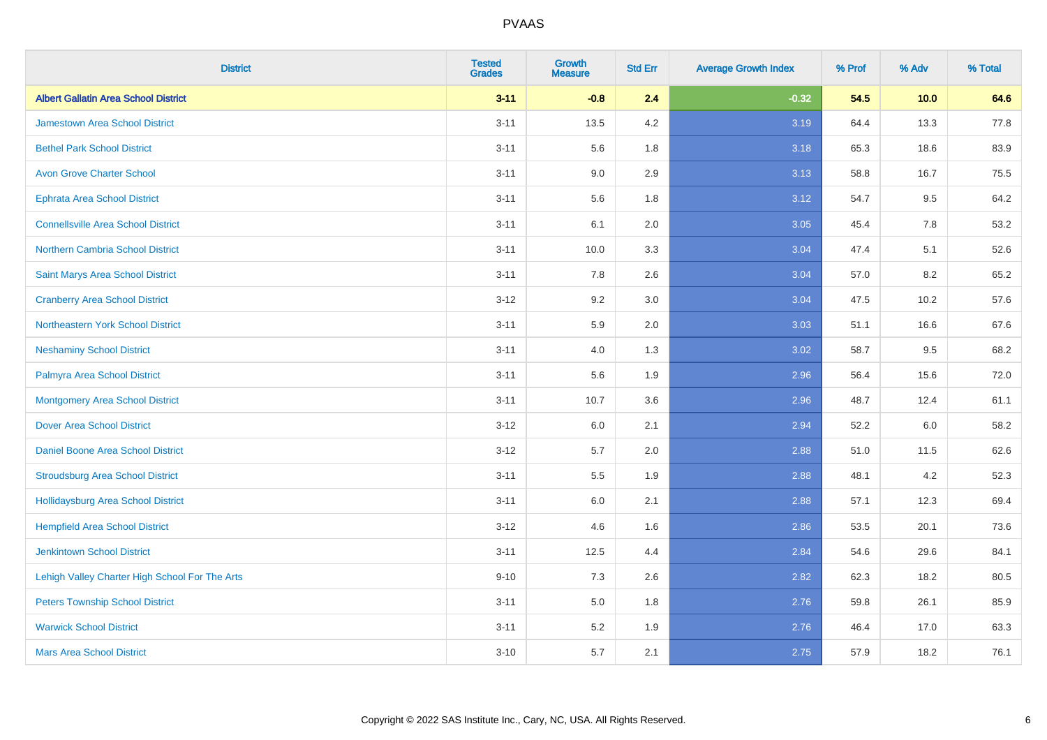# PVAAS

| District | Tested Grades | Growth Measure | Std Err | Average Growth Index | % Prof | % Adv | % Total |
|---|---|---|---|---|---|---|---|
| **Albert Gallatin Area School District** | **3-11** | **-0.8** | **2.4** | **-0.32** | **54.5** | **10.0** | **64.6** |
| Jamestown Area School District | 3-11 | 13.5 | 4.2 | 3.19 | 64.4 | 13.3 | 77.8 |
| Bethel Park School District | 3-11 | 5.6 | 1.8 | 3.18 | 65.3 | 18.6 | 83.9 |
| Avon Grove Charter School | 3-11 | 9.0 | 2.9 | 3.13 | 58.8 | 16.7 | 75.5 |
| Ephrata Area School District | 3-11 | 5.6 | 1.8 | 3.12 | 54.7 | 9.5 | 64.2 |
| Connellsville Area School District | 3-11 | 6.1 | 2.0 | 3.05 | 45.4 | 7.8 | 53.2 |
| Northern Cambria School District | 3-11 | 10.0 | 3.3 | 3.04 | 47.4 | 5.1 | 52.6 |
| Saint Marys Area School District | 3-11 | 7.8 | 2.6 | 3.04 | 57.0 | 8.2 | 65.2 |
| Cranberry Area School District | 3-12 | 9.2 | 3.0 | 3.04 | 47.5 | 10.2 | 57.6 |
| Northeastern York School District | 3-11 | 5.9 | 2.0 | 3.03 | 51.1 | 16.6 | 67.6 |
| Neshaminy School District | 3-11 | 4.0 | 1.3 | 3.02 | 58.7 | 9.5 | 68.2 |
| Palmyra Area School District | 3-11 | 5.6 | 1.9 | 2.96 | 56.4 | 15.6 | 72.0 |
| Montgomery Area School District | 3-11 | 10.7 | 3.6 | 2.96 | 48.7 | 12.4 | 61.1 |
| Dover Area School District | 3-12 | 6.0 | 2.1 | 2.94 | 52.2 | 6.0 | 58.2 |
| Daniel Boone Area School District | 3-12 | 5.7 | 2.0 | 2.88 | 51.0 | 11.5 | 62.6 |
| Stroudsburg Area School District | 3-11 | 5.5 | 1.9 | 2.88 | 48.1 | 4.2 | 52.3 |
| Hollidaysburg Area School District | 3-11 | 6.0 | 2.1 | 2.88 | 57.1 | 12.3 | 69.4 |
| Hempfield Area School District | 3-12 | 4.6 | 1.6 | 2.86 | 53.5 | 20.1 | 73.6 |
| Jenkintown School District | 3-11 | 12.5 | 4.4 | 2.84 | 54.6 | 29.6 | 84.1 |
| Lehigh Valley Charter High School For The Arts | 9-10 | 7.3 | 2.6 | 2.82 | 62.3 | 18.2 | 80.5 |
| Peters Township School District | 3-11 | 5.0 | 1.8 | 2.76 | 59.8 | 26.1 | 85.9 |
| Warwick School District | 3-11 | 5.2 | 1.9 | 2.76 | 46.4 | 17.0 | 63.3 |
| Mars Area School District | 3-10 | 5.7 | 2.1 | 2.75 | 57.9 | 18.2 | 76.1 |

Copyright © 2022 SAS Institute Inc., Cary, NC, USA. All Rights Reserved.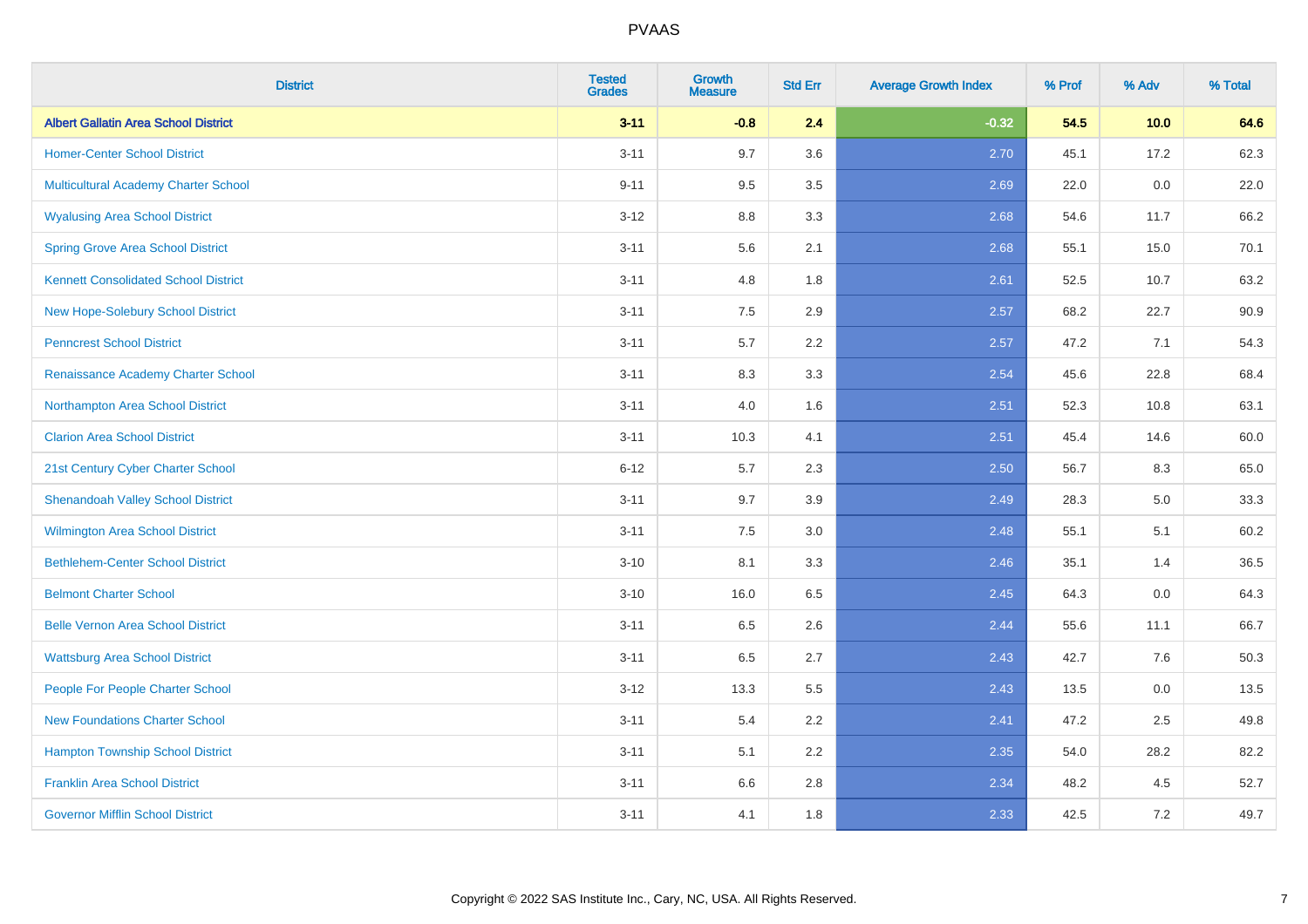| District | Tested Grades | Growth Measure | Std Err | Average Growth Index | % Prof | % Adv | % Total |
|---|---|---|---|---|---|---|---|
| **Albert Gallatin Area School District** | **3-11** | **-0.8** | **2.4** | **-0.32** | **54.5** | **10.0** | **64.6** |
| Homer-Center School District | 3-11 | 9.7 | 3.6 | 2.70 | 45.1 | 17.2 | 62.3 |
| Multicultural Academy Charter School | 9-11 | 9.5 | 3.5 | 2.69 | 22.0 | 0.0 | 22.0 |
| Wyalusing Area School District | 3-12 | 8.8 | 3.3 | 2.68 | 54.6 | 11.7 | 66.2 |
| Spring Grove Area School District | 3-11 | 5.6 | 2.1 | 2.68 | 55.1 | 15.0 | 70.1 |
| Kennett Consolidated School District | 3-11 | 4.8 | 1.8 | 2.61 | 52.5 | 10.7 | 63.2 |
| New Hope-Solebury School District | 3-11 | 7.5 | 2.9 | 2.57 | 68.2 | 22.7 | 90.9 |
| Penncrest School District | 3-11 | 5.7 | 2.2 | 2.57 | 47.2 | 7.1 | 54.3 |
| Renaissance Academy Charter School | 3-11 | 8.3 | 3.3 | 2.54 | 45.6 | 22.8 | 68.4 |
| Northampton Area School District | 3-11 | 4.0 | 1.6 | 2.51 | 52.3 | 10.8 | 63.1 |
| Clarion Area School District | 3-11 | 10.3 | 4.1 | 2.51 | 45.4 | 14.6 | 60.0 |
| 21st Century Cyber Charter School | 6-12 | 5.7 | 2.3 | 2.50 | 56.7 | 8.3 | 65.0 |
| Shenandoah Valley School District | 3-11 | 9.7 | 3.9 | 2.49 | 28.3 | 5.0 | 33.3 |
| Wilmington Area School District | 3-11 | 7.5 | 3.0 | 2.48 | 55.1 | 5.1 | 60.2 |
| Bethlehem-Center School District | 3-10 | 8.1 | 3.3 | 2.46 | 35.1 | 1.4 | 36.5 |
| Belmont Charter School | 3-10 | 16.0 | 6.5 | 2.45 | 64.3 | 0.0 | 64.3 |
| Belle Vernon Area School District | 3-11 | 6.5 | 2.6 | 2.44 | 55.6 | 11.1 | 66.7 |
| Wattsburg Area School District | 3-11 | 6.5 | 2.7 | 2.43 | 42.7 | 7.6 | 50.3 |
| People For People Charter School | 3-12 | 13.3 | 5.5 | 2.43 | 13.5 | 0.0 | 13.5 |
| New Foundations Charter School | 3-11 | 5.4 | 2.2 | 2.41 | 47.2 | 2.5 | 49.8 |
| Hampton Township School District | 3-11 | 5.1 | 2.2 | 2.35 | 54.0 | 28.2 | 82.2 |
| Franklin Area School District | 3-11 | 6.6 | 2.8 | 2.34 | 48.2 | 4.5 | 52.7 |
| Governor Mifflin School District | 3-11 | 4.1 | 1.8 | 2.33 | 42.5 | 7.2 | 49.7 |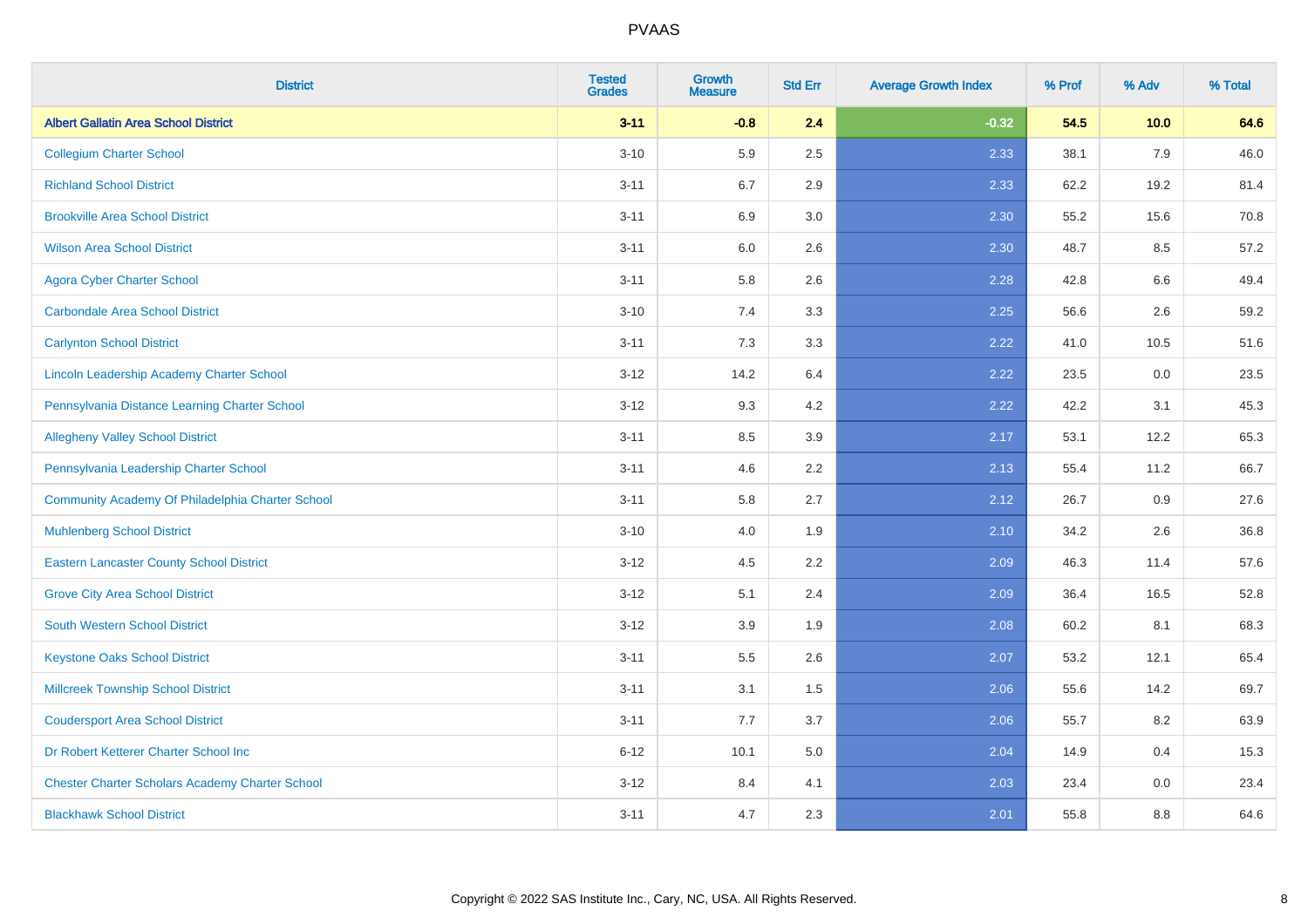| District | Tested Grades | Growth Measure | Std Err | Average Growth Index | % Prof | % Adv | % Total |
|---|---|---|---|---|---|---|---|
| **Albert Gallatin Area School District** | **3-11** | **-0.8** | **2.4** | **-0.32** | **54.5** | **10.0** | **64.6** |
| Collegium Charter School | 3-10 | 5.9 | 2.5 | 2.33 | 38.1 | 7.9 | 46.0 |
| Richland School District | 3-11 | 6.7 | 2.9 | 2.33 | 62.2 | 19.2 | 81.4 |
| Brookville Area School District | 3-11 | 6.9 | 3.0 | 2.30 | 55.2 | 15.6 | 70.8 |
| Wilson Area School District | 3-11 | 6.0 | 2.6 | 2.30 | 48.7 | 8.5 | 57.2 |
| Agora Cyber Charter School | 3-11 | 5.8 | 2.6 | 2.28 | 42.8 | 6.6 | 49.4 |
| Carbondale Area School District | 3-10 | 7.4 | 3.3 | 2.25 | 56.6 | 2.6 | 59.2 |
| Carlynton School District | 3-11 | 7.3 | 3.3 | 2.22 | 41.0 | 10.5 | 51.6 |
| Lincoln Leadership Academy Charter School | 3-12 | 14.2 | 6.4 | 2.22 | 23.5 | 0.0 | 23.5 |
| Pennsylvania Distance Learning Charter School | 3-12 | 9.3 | 4.2 | 2.22 | 42.2 | 3.1 | 45.3 |
| Allegheny Valley School District | 3-11 | 8.5 | 3.9 | 2.17 | 53.1 | 12.2 | 65.3 |
| Pennsylvania Leadership Charter School | 3-11 | 4.6 | 2.2 | 2.13 | 55.4 | 11.2 | 66.7 |
| Community Academy Of Philadelphia Charter School | 3-11 | 5.8 | 2.7 | 2.12 | 26.7 | 0.9 | 27.6 |
| Muhlenberg School District | 3-10 | 4.0 | 1.9 | 2.10 | 34.2 | 2.6 | 36.8 |
| Eastern Lancaster County School District | 3-12 | 4.5 | 2.2 | 2.09 | 46.3 | 11.4 | 57.6 |
| Grove City Area School District | 3-12 | 5.1 | 2.4 | 2.09 | 36.4 | 16.5 | 52.8 |
| South Western School District | 3-12 | 3.9 | 1.9 | 2.08 | 60.2 | 8.1 | 68.3 |
| Keystone Oaks School District | 3-11 | 5.5 | 2.6 | 2.07 | 53.2 | 12.1 | 65.4 |
| Millcreek Township School District | 3-11 | 3.1 | 1.5 | 2.06 | 55.6 | 14.2 | 69.7 |
| Coudersport Area School District | 3-11 | 7.7 | 3.7 | 2.06 | 55.7 | 8.2 | 63.9 |
| Dr Robert Ketterer Charter School Inc | 6-12 | 10.1 | 5.0 | 2.04 | 14.9 | 0.4 | 15.3 |
| Chester Charter Scholars Academy Charter School | 3-12 | 8.4 | 4.1 | 2.03 | 23.4 | 0.0 | 23.4 |
| Blackhawk School District | 3-11 | 4.7 | 2.3 | 2.01 | 55.8 | 8.8 | 64.6 |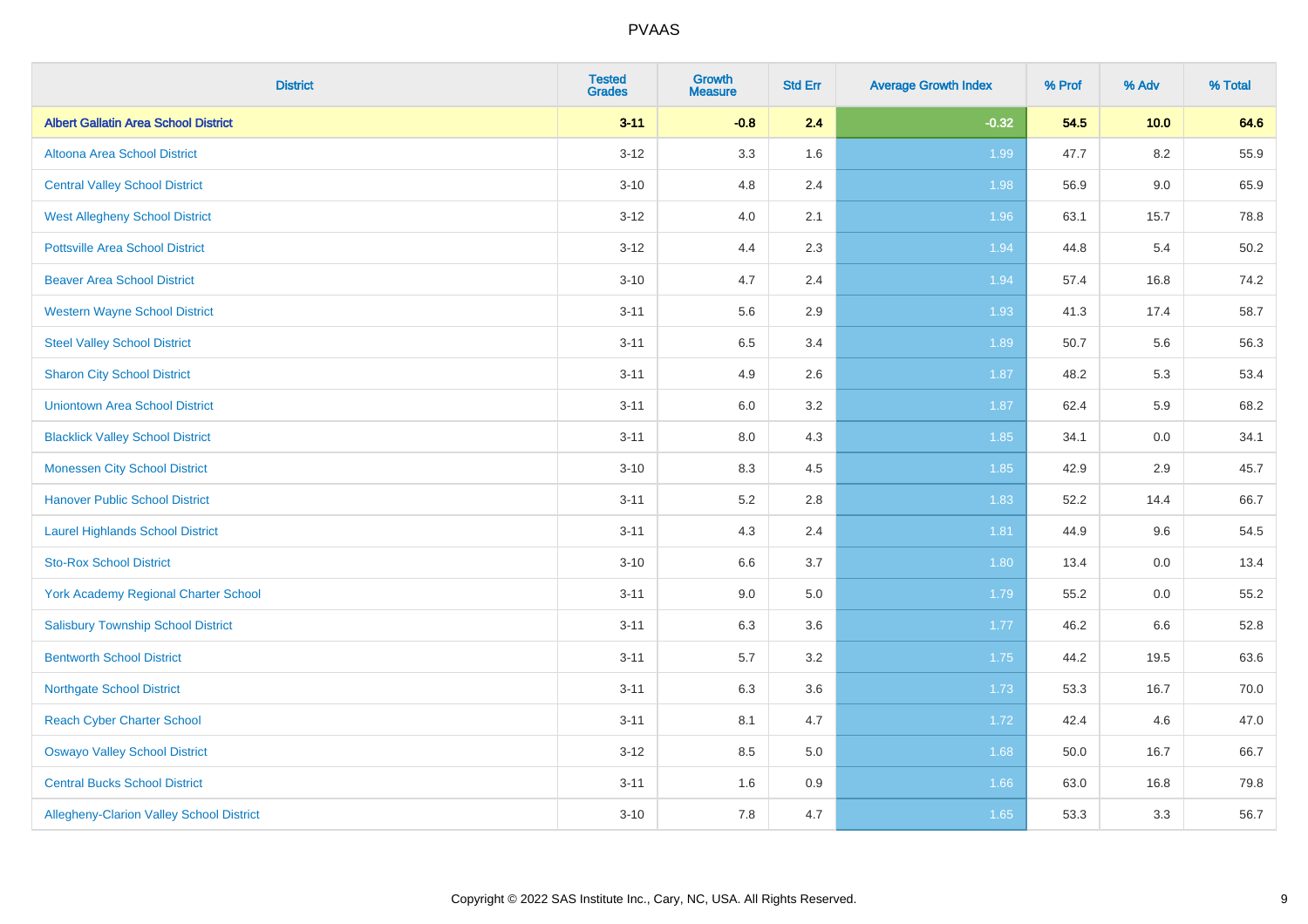# PVAAS

| District | Tested Grades | Growth Measure | Std Err | Average Growth Index | % Prof | % Adv | % Total |
|---|---|---|---|---|---|---|---|
| **Albert Gallatin Area School District** | **3-11** | **-0.8** | **2.4** | **-0.32** | **54.5** | **10.0** | **64.6** |
| Altoona Area School District | 3-12 | 3.3 | 1.6 | 1.99 | 47.7 | 8.2 | 55.9 |
| Central Valley School District | 3-10 | 4.8 | 2.4 | 1.98 | 56.9 | 9.0 | 65.9 |
| West Allegheny School District | 3-12 | 4.0 | 2.1 | 1.96 | 63.1 | 15.7 | 78.8 |
| Pottsville Area School District | 3-12 | 4.4 | 2.3 | 1.94 | 44.8 | 5.4 | 50.2 |
| Beaver Area School District | 3-10 | 4.7 | 2.4 | 1.94 | 57.4 | 16.8 | 74.2 |
| Western Wayne School District | 3-11 | 5.6 | 2.9 | 1.93 | 41.3 | 17.4 | 58.7 |
| Steel Valley School District | 3-11 | 6.5 | 3.4 | 1.89 | 50.7 | 5.6 | 56.3 |
| Sharon City School District | 3-11 | 4.9 | 2.6 | 1.87 | 48.2 | 5.3 | 53.4 |
| Uniontown Area School District | 3-11 | 6.0 | 3.2 | 1.87 | 62.4 | 5.9 | 68.2 |
| Blacklick Valley School District | 3-11 | 8.0 | 4.3 | 1.85 | 34.1 | 0.0 | 34.1 |
| Monessen City School District | 3-10 | 8.3 | 4.5 | 1.85 | 42.9 | 2.9 | 45.7 |
| Hanover Public School District | 3-11 | 5.2 | 2.8 | 1.83 | 52.2 | 14.4 | 66.7 |
| Laurel Highlands School District | 3-11 | 4.3 | 2.4 | 1.81 | 44.9 | 9.6 | 54.5 |
| Sto-Rox School District | 3-10 | 6.6 | 3.7 | 1.80 | 13.4 | 0.0 | 13.4 |
| York Academy Regional Charter School | 3-11 | 9.0 | 5.0 | 1.79 | 55.2 | 0.0 | 55.2 |
| Salisbury Township School District | 3-11 | 6.3 | 3.6 | 1.77 | 46.2 | 6.6 | 52.8 |
| Bentworth School District | 3-11 | 5.7 | 3.2 | 1.75 | 44.2 | 19.5 | 63.6 |
| Northgate School District | 3-11 | 6.3 | 3.6 | 1.73 | 53.3 | 16.7 | 70.0 |
| Reach Cyber Charter School | 3-11 | 8.1 | 4.7 | 1.72 | 42.4 | 4.6 | 47.0 |
| Oswayo Valley School District | 3-12 | 8.5 | 5.0 | 1.68 | 50.0 | 16.7 | 66.7 |
| Central Bucks School District | 3-11 | 1.6 | 0.9 | 1.66 | 63.0 | 16.8 | 79.8 |
| Allegheny-Clarion Valley School District | 3-10 | 7.8 | 4.7 | 1.65 | 53.3 | 3.3 | 56.7 |

Copyright © 2022 SAS Institute Inc., Cary, NC, USA. All Rights Reserved.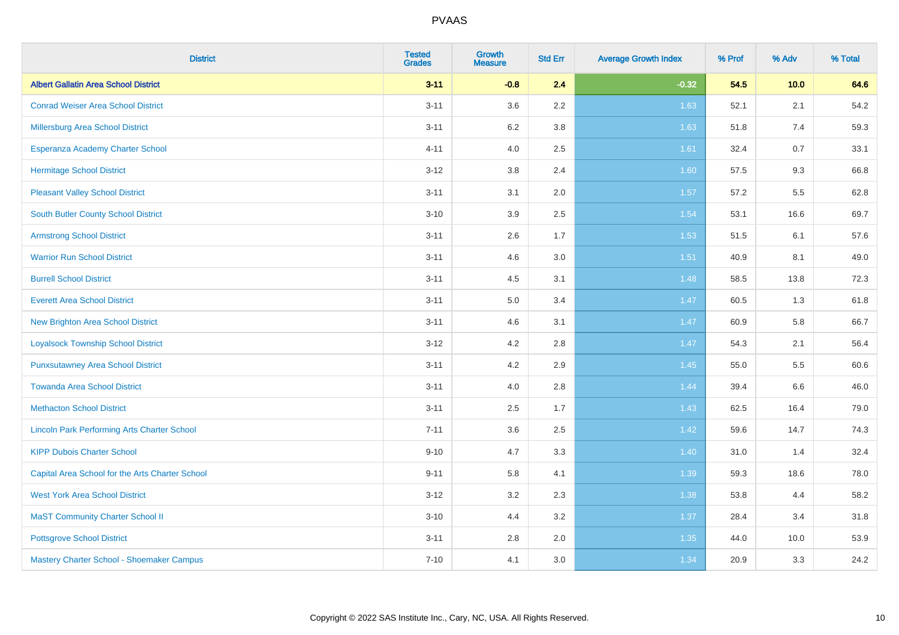| District | Tested Grades | Growth Measure | Std Err | Average Growth Index | % Prof | % Adv | % Total |
|---|---|---|---|---|---|---|---|
| **Albert Gallatin Area School District** | **3-11** | **-0.8** | **2.4** | **-0.32** | **54.5** | **10.0** | **64.6** |
| Conrad Weiser Area School District | 3-11 | 3.6 | 2.2 | 1.63 | 52.1 | 2.1 | 54.2 |
| Millersburg Area School District | 3-11 | 6.2 | 3.8 | 1.63 | 51.8 | 7.4 | 59.3 |
| Esperanza Academy Charter School | 4-11 | 4.0 | 2.5 | 1.61 | 32.4 | 0.7 | 33.1 |
| Hermitage School District | 3-12 | 3.8 | 2.4 | 1.60 | 57.5 | 9.3 | 66.8 |
| Pleasant Valley School District | 3-11 | 3.1 | 2.0 | 1.57 | 57.2 | 5.5 | 62.8 |
| South Butler County School District | 3-10 | 3.9 | 2.5 | 1.54 | 53.1 | 16.6 | 69.7 |
| Armstrong School District | 3-11 | 2.6 | 1.7 | 1.53 | 51.5 | 6.1 | 57.6 |
| Warrior Run School District | 3-11 | 4.6 | 3.0 | 1.51 | 40.9 | 8.1 | 49.0 |
| Burrell School District | 3-11 | 4.5 | 3.1 | 1.48 | 58.5 | 13.8 | 72.3 |
| Everett Area School District | 3-11 | 5.0 | 3.4 | 1.47 | 60.5 | 1.3 | 61.8 |
| New Brighton Area School District | 3-11 | 4.6 | 3.1 | 1.47 | 60.9 | 5.8 | 66.7 |
| Loyalsock Township School District | 3-12 | 4.2 | 2.8 | 1.47 | 54.3 | 2.1 | 56.4 |
| Punxsutawney Area School District | 3-11 | 4.2 | 2.9 | 1.45 | 55.0 | 5.5 | 60.6 |
| Towanda Area School District | 3-11 | 4.0 | 2.8 | 1.44 | 39.4 | 6.6 | 46.0 |
| Methacton School District | 3-11 | 2.5 | 1.7 | 1.43 | 62.5 | 16.4 | 79.0 |
| Lincoln Park Performing Arts Charter School | 7-11 | 3.6 | 2.5 | 1.42 | 59.6 | 14.7 | 74.3 |
| KIPP Dubois Charter School | 9-10 | 4.7 | 3.3 | 1.40 | 31.0 | 1.4 | 32.4 |
| Capital Area School for the Arts Charter School | 9-11 | 5.8 | 4.1 | 1.39 | 59.3 | 18.6 | 78.0 |
| West York Area School District | 3-12 | 3.2 | 2.3 | 1.38 | 53.8 | 4.4 | 58.2 |
| MaST Community Charter School II | 3-10 | 4.4 | 3.2 | 1.37 | 28.4 | 3.4 | 31.8 |
| Pottsgrove School District | 3-11 | 2.8 | 2.0 | 1.35 | 44.0 | 10.0 | 53.9 |
| Mastery Charter School - Shoemaker Campus | 7-10 | 4.1 | 3.0 | 1.34 | 20.9 | 3.3 | 24.2 |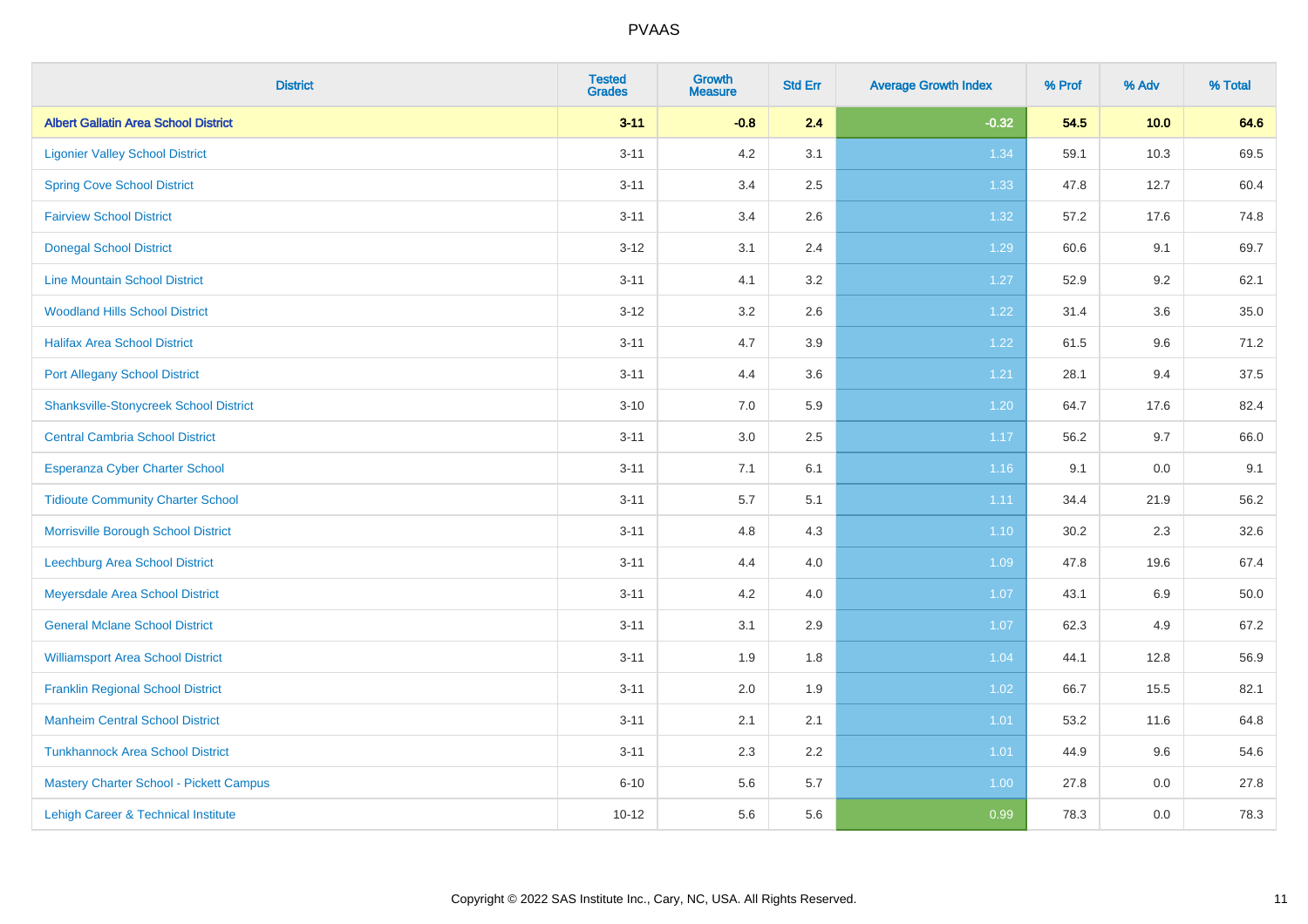| District | Tested Grades | Growth Measure | Std Err | Average Growth Index | % Prof | % Adv | % Total |
|---|---|---|---|---|---|---|---|
| **Albert Gallatin Area School District** | **3-11** | **-0.8** | **2.4** | **-0.32** | **54.5** | **10.0** | **64.6** |
| Ligonier Valley School District | 3-11 | 4.2 | 3.1 | 1.34 | 59.1 | 10.3 | 69.5 |
| Spring Cove School District | 3-11 | 3.4 | 2.5 | 1.33 | 47.8 | 12.7 | 60.4 |
| Fairview School District | 3-11 | 3.4 | 2.6 | 1.32 | 57.2 | 17.6 | 74.8 |
| Donegal School District | 3-12 | 3.1 | 2.4 | 1.29 | 60.6 | 9.1 | 69.7 |
| Line Mountain School District | 3-11 | 4.1 | 3.2 | 1.27 | 52.9 | 9.2 | 62.1 |
| Woodland Hills School District | 3-12 | 3.2 | 2.6 | 1.22 | 31.4 | 3.6 | 35.0 |
| Halifax Area School District | 3-11 | 4.7 | 3.9 | 1.22 | 61.5 | 9.6 | 71.2 |
| Port Allegany School District | 3-11 | 4.4 | 3.6 | 1.21 | 28.1 | 9.4 | 37.5 |
| Shanksville-Stonycreek School District | 3-10 | 7.0 | 5.9 | 1.20 | 64.7 | 17.6 | 82.4 |
| Central Cambria School District | 3-11 | 3.0 | 2.5 | 1.17 | 56.2 | 9.7 | 66.0 |
| Esperanza Cyber Charter School | 3-11 | 7.1 | 6.1 | 1.16 | 9.1 | 0.0 | 9.1 |
| Tidioute Community Charter School | 3-11 | 5.7 | 5.1 | 1.11 | 34.4 | 21.9 | 56.2 |
| Morrisville Borough School District | 3-11 | 4.8 | 4.3 | 1.10 | 30.2 | 2.3 | 32.6 |
| Leechburg Area School District | 3-11 | 4.4 | 4.0 | 1.09 | 47.8 | 19.6 | 67.4 |
| Meyersdale Area School District | 3-11 | 4.2 | 4.0 | 1.07 | 43.1 | 6.9 | 50.0 |
| General Mclane School District | 3-11 | 3.1 | 2.9 | 1.07 | 62.3 | 4.9 | 67.2 |
| Williamsport Area School District | 3-11 | 1.9 | 1.8 | 1.04 | 44.1 | 12.8 | 56.9 |
| Franklin Regional School District | 3-11 | 2.0 | 1.9 | 1.02 | 66.7 | 15.5 | 82.1 |
| Manheim Central School District | 3-11 | 2.1 | 2.1 | 1.01 | 53.2 | 11.6 | 64.8 |
| Tunkhannock Area School District | 3-11 | 2.3 | 2.2 | 1.01 | 44.9 | 9.6 | 54.6 |
| Mastery Charter School - Pickett Campus | 6-10 | 5.6 | 5.7 | 1.00 | 27.8 | 0.0 | 27.8 |
| Lehigh Career & Technical Institute | 10-12 | 5.6 | 5.6 | 0.99 | 78.3 | 0.0 | 78.3 |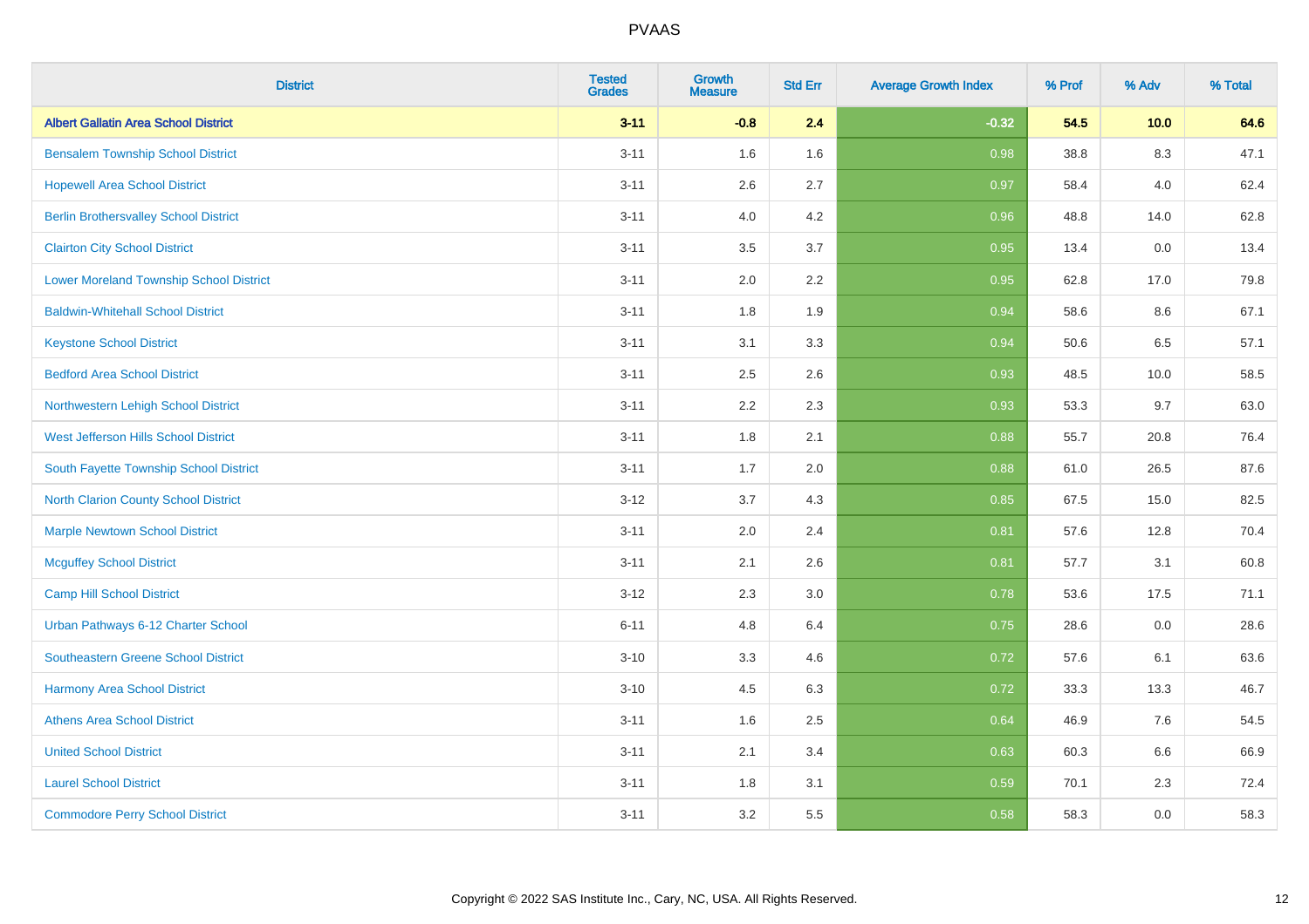# PVAAS

| District | Tested Grades | Growth Measure | Std Err | Average Growth Index | % Prof | % Adv | % Total |
|---|---|---|---|---|---|---|---|
| **Albert Gallatin Area School District** | **3-11** | **-0.8** | **2.4** | **-0.32** | **54.5** | **10.0** | **64.6** |
| Bensalem Township School District | 3-11 | 1.6 | 1.6 | 0.98 | 38.8 | 8.3 | 47.1 |
| Hopewell Area School District | 3-11 | 2.6 | 2.7 | 0.97 | 58.4 | 4.0 | 62.4 |
| Berlin Brothersvalley School District | 3-11 | 4.0 | 4.2 | 0.96 | 48.8 | 14.0 | 62.8 |
| Clairton City School District | 3-11 | 3.5 | 3.7 | 0.95 | 13.4 | 0.0 | 13.4 |
| Lower Moreland Township School District | 3-11 | 2.0 | 2.2 | 0.95 | 62.8 | 17.0 | 79.8 |
| Baldwin-Whitehall School District | 3-11 | 1.8 | 1.9 | 0.94 | 58.6 | 8.6 | 67.1 |
| Keystone School District | 3-11 | 3.1 | 3.3 | 0.94 | 50.6 | 6.5 | 57.1 |
| Bedford Area School District | 3-11 | 2.5 | 2.6 | 0.93 | 48.5 | 10.0 | 58.5 |
| Northwestern Lehigh School District | 3-11 | 2.2 | 2.3 | 0.93 | 53.3 | 9.7 | 63.0 |
| West Jefferson Hills School District | 3-11 | 1.8 | 2.1 | 0.88 | 55.7 | 20.8 | 76.4 |
| South Fayette Township School District | 3-11 | 1.7 | 2.0 | 0.88 | 61.0 | 26.5 | 87.6 |
| North Clarion County School District | 3-12 | 3.7 | 4.3 | 0.85 | 67.5 | 15.0 | 82.5 |
| Marple Newtown School District | 3-11 | 2.0 | 2.4 | 0.81 | 57.6 | 12.8 | 70.4 |
| Mcguffey School District | 3-11 | 2.1 | 2.6 | 0.81 | 57.7 | 3.1 | 60.8 |
| Camp Hill School District | 3-12 | 2.3 | 3.0 | 0.78 | 53.6 | 17.5 | 71.1 |
| Urban Pathways 6-12 Charter School | 6-11 | 4.8 | 6.4 | 0.75 | 28.6 | 0.0 | 28.6 |
| Southeastern Greene School District | 3-10 | 3.3 | 4.6 | 0.72 | 57.6 | 6.1 | 63.6 |
| Harmony Area School District | 3-10 | 4.5 | 6.3 | 0.72 | 33.3 | 13.3 | 46.7 |
| Athens Area School District | 3-11 | 1.6 | 2.5 | 0.64 | 46.9 | 7.6 | 54.5 |
| United School District | 3-11 | 2.1 | 3.4 | 0.63 | 60.3 | 6.6 | 66.9 |
| Laurel School District | 3-11 | 1.8 | 3.1 | 0.59 | 70.1 | 2.3 | 72.4 |
| Commodore Perry School District | 3-11 | 3.2 | 5.5 | 0.58 | 58.3 | 0.0 | 58.3 |

Copyright © 2022 SAS Institute Inc., Cary, NC, USA. All Rights Reserved.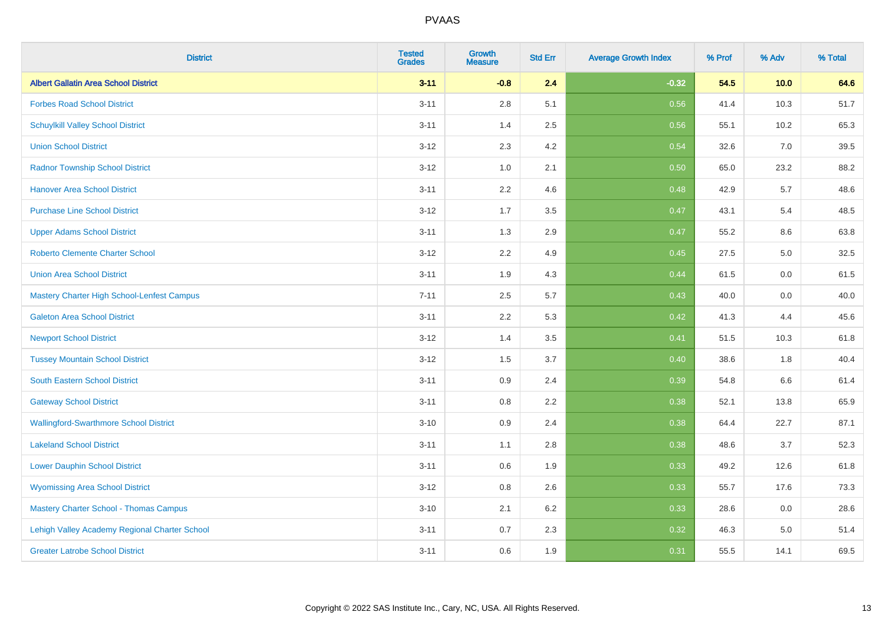# PVAAS

| District | Tested Grades | Growth Measure | Std Err | Average Growth Index | % Prof | % Adv | % Total |
|---|---|---|---|---|---|---|---|
| **Albert Gallatin Area School District** | **3-11** | **-0.8** | **2.4** | **-0.32** | **54.5** | **10.0** | **64.6** |
| Forbes Road School District | 3-11 | 2.8 | 5.1 | 0.56 | 41.4 | 10.3 | 51.7 |
| Schuylkill Valley School District | 3-11 | 1.4 | 2.5 | 0.56 | 55.1 | 10.2 | 65.3 |
| Union School District | 3-12 | 2.3 | 4.2 | 0.54 | 32.6 | 7.0 | 39.5 |
| Radnor Township School District | 3-12 | 1.0 | 2.1 | 0.50 | 65.0 | 23.2 | 88.2 |
| Hanover Area School District | 3-11 | 2.2 | 4.6 | 0.48 | 42.9 | 5.7 | 48.6 |
| Purchase Line School District | 3-12 | 1.7 | 3.5 | 0.47 | 43.1 | 5.4 | 48.5 |
| Upper Adams School District | 3-11 | 1.3 | 2.9 | 0.47 | 55.2 | 8.6 | 63.8 |
| Roberto Clemente Charter School | 3-12 | 2.2 | 4.9 | 0.45 | 27.5 | 5.0 | 32.5 |
| Union Area School District | 3-11 | 1.9 | 4.3 | 0.44 | 61.5 | 0.0 | 61.5 |
| Mastery Charter High School-Lenfest Campus | 7-11 | 2.5 | 5.7 | 0.43 | 40.0 | 0.0 | 40.0 |
| Galeton Area School District | 3-11 | 2.2 | 5.3 | 0.42 | 41.3 | 4.4 | 45.6 |
| Newport School District | 3-12 | 1.4 | 3.5 | 0.41 | 51.5 | 10.3 | 61.8 |
| Tussey Mountain School District | 3-12 | 1.5 | 3.7 | 0.40 | 38.6 | 1.8 | 40.4 |
| South Eastern School District | 3-11 | 0.9 | 2.4 | 0.39 | 54.8 | 6.6 | 61.4 |
| Gateway School District | 3-11 | 0.8 | 2.2 | 0.38 | 52.1 | 13.8 | 65.9 |
| Wallingford-Swarthmore School District | 3-10 | 0.9 | 2.4 | 0.38 | 64.4 | 22.7 | 87.1 |
| Lakeland School District | 3-11 | 1.1 | 2.8 | 0.38 | 48.6 | 3.7 | 52.3 |
| Lower Dauphin School District | 3-11 | 0.6 | 1.9 | 0.33 | 49.2 | 12.6 | 61.8 |
| Wyomissing Area School District | 3-12 | 0.8 | 2.6 | 0.33 | 55.7 | 17.6 | 73.3 |
| Mastery Charter School - Thomas Campus | 3-10 | 2.1 | 6.2 | 0.33 | 28.6 | 0.0 | 28.6 |
| Lehigh Valley Academy Regional Charter School | 3-11 | 0.7 | 2.3 | 0.32 | 46.3 | 5.0 | 51.4 |
| Greater Latrobe School District | 3-11 | 0.6 | 1.9 | 0.31 | 55.5 | 14.1 | 69.5 |

Copyright © 2022 SAS Institute Inc., Cary, NC, USA. All Rights Reserved.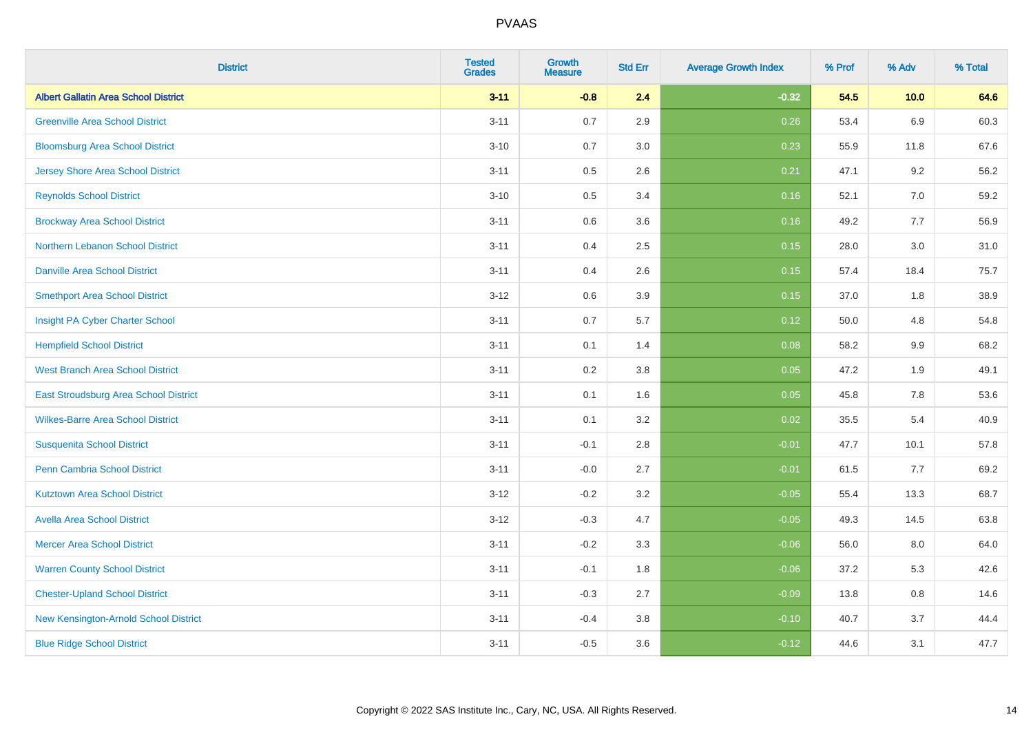| District | Tested Grades | Growth Measure | Std Err | Average Growth Index | % Prof | % Adv | % Total |
|---|---|---|---|---|---|---|---|
| **Albert Gallatin Area School District** | **3-11** | **-0.8** | **2.4** | **-0.32** | **54.5** | **10.0** | **64.6** |
| Greenville Area School District | 3-11 | 0.7 | 2.9 | 0.26 | 53.4 | 6.9 | 60.3 |
| Bloomsburg Area School District | 3-10 | 0.7 | 3.0 | 0.23 | 55.9 | 11.8 | 67.6 |
| Jersey Shore Area School District | 3-11 | 0.5 | 2.6 | 0.21 | 47.1 | 9.2 | 56.2 |
| Reynolds School District | 3-10 | 0.5 | 3.4 | 0.16 | 52.1 | 7.0 | 59.2 |
| Brockway Area School District | 3-11 | 0.6 | 3.6 | 0.16 | 49.2 | 7.7 | 56.9 |
| Northern Lebanon School District | 3-11 | 0.4 | 2.5 | 0.15 | 28.0 | 3.0 | 31.0 |
| Danville Area School District | 3-11 | 0.4 | 2.6 | 0.15 | 57.4 | 18.4 | 75.7 |
| Smethport Area School District | 3-12 | 0.6 | 3.9 | 0.15 | 37.0 | 1.8 | 38.9 |
| Insight PA Cyber Charter School | 3-11 | 0.7 | 5.7 | 0.12 | 50.0 | 4.8 | 54.8 |
| Hempfield School District | 3-11 | 0.1 | 1.4 | 0.08 | 58.2 | 9.9 | 68.2 |
| West Branch Area School District | 3-11 | 0.2 | 3.8 | 0.05 | 47.2 | 1.9 | 49.1 |
| East Stroudsburg Area School District | 3-11 | 0.1 | 1.6 | 0.05 | 45.8 | 7.8 | 53.6 |
| Wilkes-Barre Area School District | 3-11 | 0.1 | 3.2 | 0.02 | 35.5 | 5.4 | 40.9 |
| Susquenita School District | 3-11 | -0.1 | 2.8 | -0.01 | 47.7 | 10.1 | 57.8 |
| Penn Cambria School District | 3-11 | -0.0 | 2.7 | -0.01 | 61.5 | 7.7 | 69.2 |
| Kutztown Area School District | 3-12 | -0.2 | 3.2 | -0.05 | 55.4 | 13.3 | 68.7 |
| Avella Area School District | 3-12 | -0.3 | 4.7 | -0.05 | 49.3 | 14.5 | 63.8 |
| Mercer Area School District | 3-11 | -0.2 | 3.3 | -0.06 | 56.0 | 8.0 | 64.0 |
| Warren County School District | 3-11 | -0.1 | 1.8 | -0.06 | 37.2 | 5.3 | 42.6 |
| Chester-Upland School District | 3-11 | -0.3 | 2.7 | -0.09 | 13.8 | 0.8 | 14.6 |
| New Kensington-Arnold School District | 3-11 | -0.4 | 3.8 | -0.10 | 40.7 | 3.7 | 44.4 |
| Blue Ridge School District | 3-11 | -0.5 | 3.6 | -0.12 | 44.6 | 3.1 | 47.7 |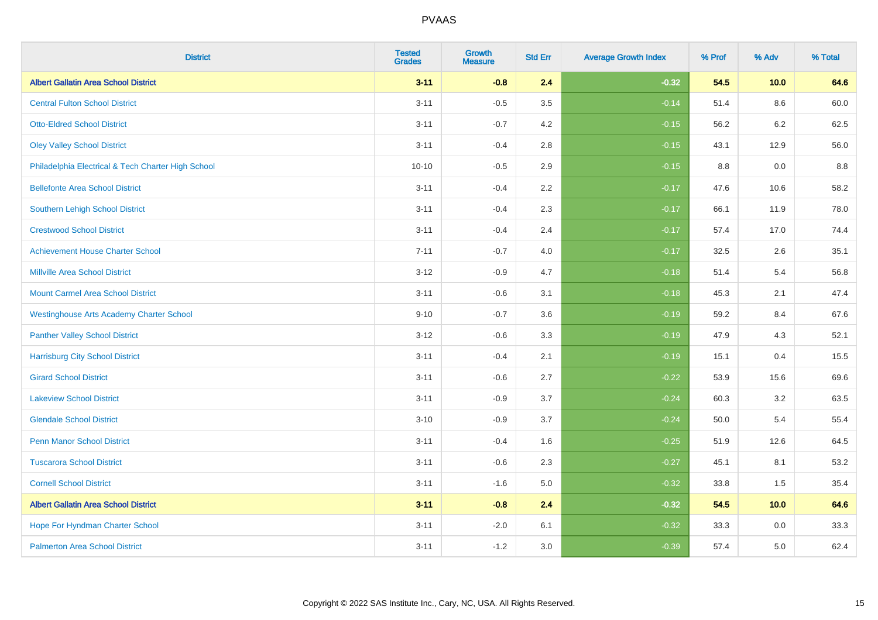# PVAAS

| District | Tested Grades | Growth Measure | Std Err | Average Growth Index | % Prof | % Adv | % Total |
|---|---|---|---|---|---|---|---|
| **Albert Gallatin Area School District** | **3-11** | **-0.8** | **2.4** | **-0.32** | **54.5** | **10.0** | **64.6** |
| Central Fulton School District | 3-11 | -0.5 | 3.5 | -0.14 | 51.4 | 8.6 | 60.0 |
| Otto-Eldred School District | 3-11 | -0.7 | 4.2 | -0.15 | 56.2 | 6.2 | 62.5 |
| Oley Valley School District | 3-11 | -0.4 | 2.8 | -0.15 | 43.1 | 12.9 | 56.0 |
| Philadelphia Electrical & Tech Charter High School | 10-10 | -0.5 | 2.9 | -0.15 | 8.8 | 0.0 | 8.8 |
| Bellefonte Area School District | 3-11 | -0.4 | 2.2 | -0.17 | 47.6 | 10.6 | 58.2 |
| Southern Lehigh School District | 3-11 | -0.4 | 2.3 | -0.17 | 66.1 | 11.9 | 78.0 |
| Crestwood School District | 3-11 | -0.4 | 2.4 | -0.17 | 57.4 | 17.0 | 74.4 |
| Achievement House Charter School | 7-11 | -0.7 | 4.0 | -0.17 | 32.5 | 2.6 | 35.1 |
| Millville Area School District | 3-12 | -0.9 | 4.7 | -0.18 | 51.4 | 5.4 | 56.8 |
| Mount Carmel Area School District | 3-11 | -0.6 | 3.1 | -0.18 | 45.3 | 2.1 | 47.4 |
| Westinghouse Arts Academy Charter School | 9-10 | -0.7 | 3.6 | -0.19 | 59.2 | 8.4 | 67.6 |
| Panther Valley School District | 3-12 | -0.6 | 3.3 | -0.19 | 47.9 | 4.3 | 52.1 |
| Harrisburg City School District | 3-11 | -0.4 | 2.1 | -0.19 | 15.1 | 0.4 | 15.5 |
| Girard School District | 3-11 | -0.6 | 2.7 | -0.22 | 53.9 | 15.6 | 69.6 |
| Lakeview School District | 3-11 | -0.9 | 3.7 | -0.24 | 60.3 | 3.2 | 63.5 |
| Glendale School District | 3-10 | -0.9 | 3.7 | -0.24 | 50.0 | 5.4 | 55.4 |
| Penn Manor School District | 3-11 | -0.4 | 1.6 | -0.25 | 51.9 | 12.6 | 64.5 |
| Tuscarora School District | 3-11 | -0.6 | 2.3 | -0.27 | 45.1 | 8.1 | 53.2 |
| Cornell School District | 3-11 | -1.6 | 5.0 | -0.32 | 33.8 | 1.5 | 35.4 |
| **Albert Gallatin Area School District** | **3-11** | **-0.8** | **2.4** | **-0.32** | **54.5** | **10.0** | **64.6** |
| Hope For Hyndman Charter School | 3-11 | -2.0 | 6.1 | -0.32 | 33.3 | 0.0 | 33.3 |
| Palmerton Area School District | 3-11 | -1.2 | 3.0 | -0.39 | 57.4 | 5.0 | 62.4 |

Copyright © 2022 SAS Institute Inc., Cary, NC, USA. All Rights Reserved.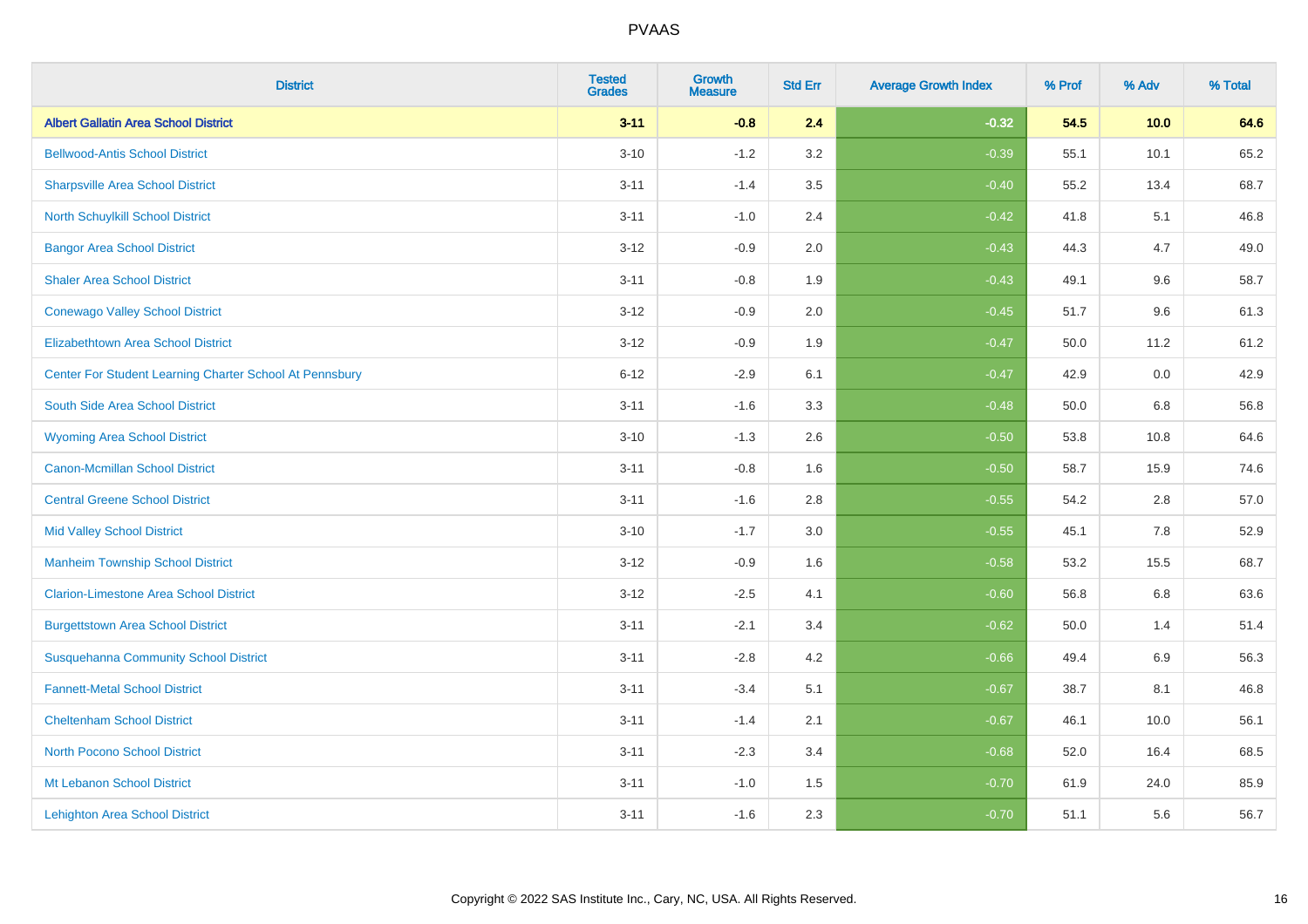# PVAAS

| District | Tested Grades | Growth Measure | Std Err | Average Growth Index | % Prof | % Adv | % Total |
|---|---|---|---|---|---|---|---|
| **Albert Gallatin Area School District** | **3-11** | **-0.8** | **2.4** | **-0.32** | **54.5** | **10.0** | **64.6** |
| Bellwood-Antis School District | 3-10 | -1.2 | 3.2 | -0.39 | 55.1 | 10.1 | 65.2 |
| Sharpsville Area School District | 3-11 | -1.4 | 3.5 | -0.40 | 55.2 | 13.4 | 68.7 |
| North Schuylkill School District | 3-11 | -1.0 | 2.4 | -0.42 | 41.8 | 5.1 | 46.8 |
| Bangor Area School District | 3-12 | -0.9 | 2.0 | -0.43 | 44.3 | 4.7 | 49.0 |
| Shaler Area School District | 3-11 | -0.8 | 1.9 | -0.43 | 49.1 | 9.6 | 58.7 |
| Conewago Valley School District | 3-12 | -0.9 | 2.0 | -0.45 | 51.7 | 9.6 | 61.3 |
| Elizabethtown Area School District | 3-12 | -0.9 | 1.9 | -0.47 | 50.0 | 11.2 | 61.2 |
| Center For Student Learning Charter School At Pennsbury | 6-12 | -2.9 | 6.1 | -0.47 | 42.9 | 0.0 | 42.9 |
| South Side Area School District | 3-11 | -1.6 | 3.3 | -0.48 | 50.0 | 6.8 | 56.8 |
| Wyoming Area School District | 3-10 | -1.3 | 2.6 | -0.50 | 53.8 | 10.8 | 64.6 |
| Canon-Mcmillan School District | 3-11 | -0.8 | 1.6 | -0.50 | 58.7 | 15.9 | 74.6 |
| Central Greene School District | 3-11 | -1.6 | 2.8 | -0.55 | 54.2 | 2.8 | 57.0 |
| Mid Valley School District | 3-10 | -1.7 | 3.0 | -0.55 | 45.1 | 7.8 | 52.9 |
| Manheim Township School District | 3-12 | -0.9 | 1.6 | -0.58 | 53.2 | 15.5 | 68.7 |
| Clarion-Limestone Area School District | 3-12 | -2.5 | 4.1 | -0.60 | 56.8 | 6.8 | 63.6 |
| Burgettstown Area School District | 3-11 | -2.1 | 3.4 | -0.62 | 50.0 | 1.4 | 51.4 |
| Susquehanna Community School District | 3-11 | -2.8 | 4.2 | -0.66 | 49.4 | 6.9 | 56.3 |
| Fannett-Metal School District | 3-11 | -3.4 | 5.1 | -0.67 | 38.7 | 8.1 | 46.8 |
| Cheltenham School District | 3-11 | -1.4 | 2.1 | -0.67 | 46.1 | 10.0 | 56.1 |
| North Pocono School District | 3-11 | -2.3 | 3.4 | -0.68 | 52.0 | 16.4 | 68.5 |
| Mt Lebanon School District | 3-11 | -1.0 | 1.5 | -0.70 | 61.9 | 24.0 | 85.9 |
| Lehighton Area School District | 3-11 | -1.6 | 2.3 | -0.70 | 51.1 | 5.6 | 56.7 |

Copyright © 2022 SAS Institute Inc., Cary, NC, USA. All Rights Reserved.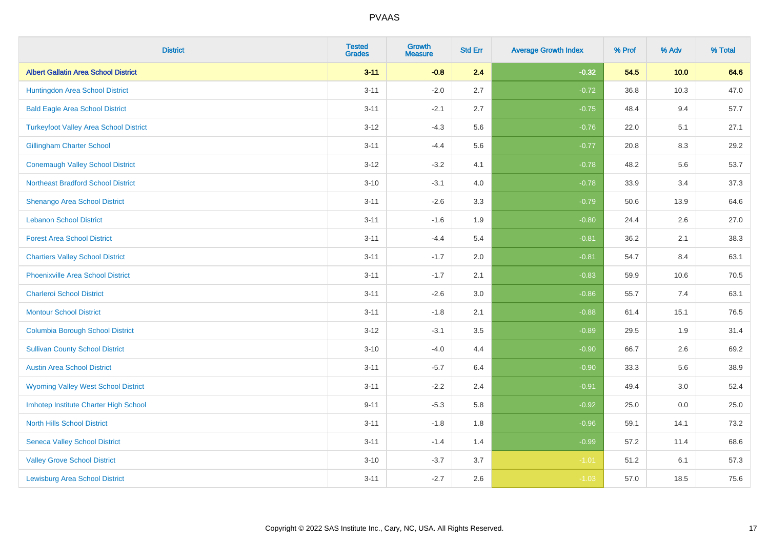| District | Tested Grades | Growth Measure | Std Err | Average Growth Index | % Prof | % Adv | % Total |
|---|---|---|---|---|---|---|---|
| **Albert Gallatin Area School District** | **3-11** | **-0.8** | **2.4** | **-0.32** | **54.5** | **10.0** | **64.6** |
| Huntingdon Area School District | 3-11 | -2.0 | 2.7 | -0.72 | 36.8 | 10.3 | 47.0 |
| Bald Eagle Area School District | 3-11 | -2.1 | 2.7 | -0.75 | 48.4 | 9.4 | 57.7 |
| Turkeyfoot Valley Area School District | 3-12 | -4.3 | 5.6 | -0.76 | 22.0 | 5.1 | 27.1 |
| Gillingham Charter School | 3-11 | -4.4 | 5.6 | -0.77 | 20.8 | 8.3 | 29.2 |
| Conemaugh Valley School District | 3-12 | -3.2 | 4.1 | -0.78 | 48.2 | 5.6 | 53.7 |
| Northeast Bradford School District | 3-10 | -3.1 | 4.0 | -0.78 | 33.9 | 3.4 | 37.3 |
| Shenango Area School District | 3-11 | -2.6 | 3.3 | -0.79 | 50.6 | 13.9 | 64.6 |
| Lebanon School District | 3-11 | -1.6 | 1.9 | -0.80 | 24.4 | 2.6 | 27.0 |
| Forest Area School District | 3-11 | -4.4 | 5.4 | -0.81 | 36.2 | 2.1 | 38.3 |
| Chartiers Valley School District | 3-11 | -1.7 | 2.0 | -0.81 | 54.7 | 8.4 | 63.1 |
| Phoenixville Area School District | 3-11 | -1.7 | 2.1 | -0.83 | 59.9 | 10.6 | 70.5 |
| Charleroi School District | 3-11 | -2.6 | 3.0 | -0.86 | 55.7 | 7.4 | 63.1 |
| Montour School District | 3-11 | -1.8 | 2.1 | -0.88 | 61.4 | 15.1 | 76.5 |
| Columbia Borough School District | 3-12 | -3.1 | 3.5 | -0.89 | 29.5 | 1.9 | 31.4 |
| Sullivan County School District | 3-10 | -4.0 | 4.4 | -0.90 | 66.7 | 2.6 | 69.2 |
| Austin Area School District | 3-11 | -5.7 | 6.4 | -0.90 | 33.3 | 5.6 | 38.9 |
| Wyoming Valley West School District | 3-11 | -2.2 | 2.4 | -0.91 | 49.4 | 3.0 | 52.4 |
| Imhotep Institute Charter High School | 9-11 | -5.3 | 5.8 | -0.92 | 25.0 | 0.0 | 25.0 |
| North Hills School District | 3-11 | -1.8 | 1.8 | -0.96 | 59.1 | 14.1 | 73.2 |
| Seneca Valley School District | 3-11 | -1.4 | 1.4 | -0.99 | 57.2 | 11.4 | 68.6 |
| Valley Grove School District | 3-10 | -3.7 | 3.7 | -1.01 | 51.2 | 6.1 | 57.3 |
| Lewisburg Area School District | 3-11 | -2.7 | 2.6 | -1.03 | 57.0 | 18.5 | 75.6 |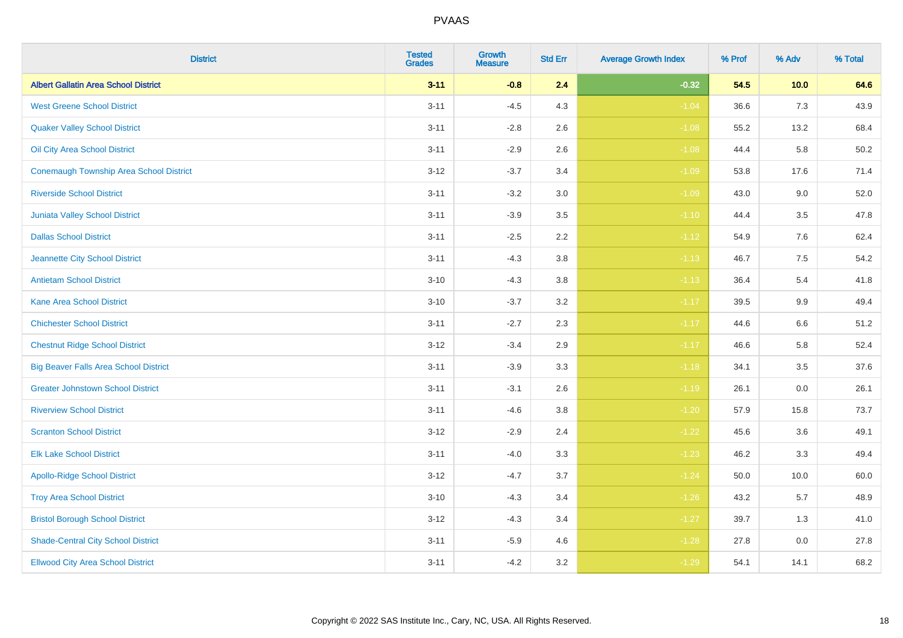| District | Tested Grades | Growth Measure | Std Err | Average Growth Index | % Prof | % Adv | % Total |
|---|---|---|---|---|---|---|---|
| **Albert Gallatin Area School District** | **3-11** | **-0.8** | **2.4** | **-0.32** | **54.5** | **10.0** | **64.6** |
| West Greene School District | 3-11 | -4.5 | 4.3 | -1.04 | 36.6 | 7.3 | 43.9 |
| Quaker Valley School District | 3-11 | -2.8 | 2.6 | -1.08 | 55.2 | 13.2 | 68.4 |
| Oil City Area School District | 3-11 | -2.9 | 2.6 | -1.08 | 44.4 | 5.8 | 50.2 |
| Conemaugh Township Area School District | 3-12 | -3.7 | 3.4 | -1.09 | 53.8 | 17.6 | 71.4 |
| Riverside School District | 3-11 | -3.2 | 3.0 | -1.09 | 43.0 | 9.0 | 52.0 |
| Juniata Valley School District | 3-11 | -3.9 | 3.5 | -1.10 | 44.4 | 3.5 | 47.8 |
| Dallas School District | 3-11 | -2.5 | 2.2 | -1.12 | 54.9 | 7.6 | 62.4 |
| Jeannette City School District | 3-11 | -4.3 | 3.8 | -1.13 | 46.7 | 7.5 | 54.2 |
| Antietam School District | 3-10 | -4.3 | 3.8 | -1.13 | 36.4 | 5.4 | 41.8 |
| Kane Area School District | 3-10 | -3.7 | 3.2 | -1.17 | 39.5 | 9.9 | 49.4 |
| Chichester School District | 3-11 | -2.7 | 2.3 | -1.17 | 44.6 | 6.6 | 51.2 |
| Chestnut Ridge School District | 3-12 | -3.4 | 2.9 | -1.17 | 46.6 | 5.8 | 52.4 |
| Big Beaver Falls Area School District | 3-11 | -3.9 | 3.3 | -1.18 | 34.1 | 3.5 | 37.6 |
| Greater Johnstown School District | 3-11 | -3.1 | 2.6 | -1.19 | 26.1 | 0.0 | 26.1 |
| Riverview School District | 3-11 | -4.6 | 3.8 | -1.20 | 57.9 | 15.8 | 73.7 |
| Scranton School District | 3-12 | -2.9 | 2.4 | -1.22 | 45.6 | 3.6 | 49.1 |
| Elk Lake School District | 3-11 | -4.0 | 3.3 | -1.23 | 46.2 | 3.3 | 49.4 |
| Apollo-Ridge School District | 3-12 | -4.7 | 3.7 | -1.24 | 50.0 | 10.0 | 60.0 |
| Troy Area School District | 3-10 | -4.3 | 3.4 | -1.26 | 43.2 | 5.7 | 48.9 |
| Bristol Borough School District | 3-12 | -4.3 | 3.4 | -1.27 | 39.7 | 1.3 | 41.0 |
| Shade-Central City School District | 3-11 | -5.9 | 4.6 | -1.28 | 27.8 | 0.0 | 27.8 |
| Ellwood City Area School District | 3-11 | -4.2 | 3.2 | -1.29 | 54.1 | 14.1 | 68.2 |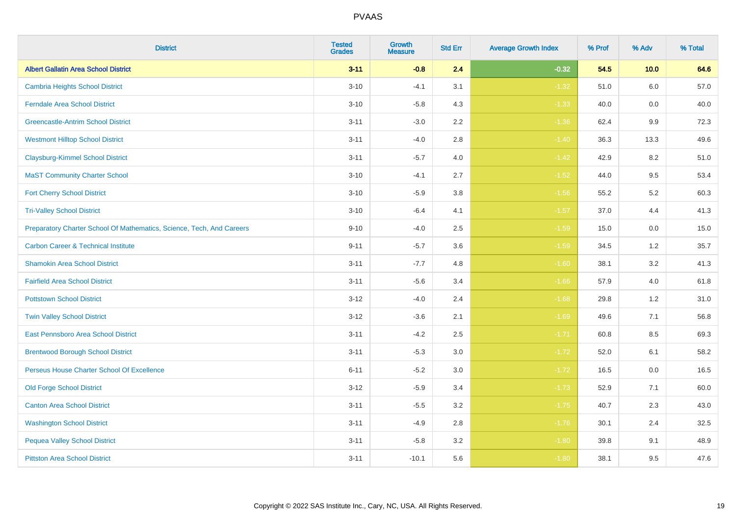PVAAS

| District | Tested Grades | Growth Measure | Std Err | Average Growth Index | % Prof | % Adv | % Total |
|---|---|---|---|---|---|---|---|
| **Albert Gallatin Area School District** | **3-11** | **-0.8** | **2.4** | **-0.32** | **54.5** | **10.0** | **64.6** |
| Cambria Heights School District | 3-10 | -4.1 | 3.1 | -1.32 | 51.0 | 6.0 | 57.0 |
| Ferndale Area School District | 3-10 | -5.8 | 4.3 | -1.33 | 40.0 | 0.0 | 40.0 |
| Greencastle-Antrim School District | 3-11 | -3.0 | 2.2 | -1.36 | 62.4 | 9.9 | 72.3 |
| Westmont Hilltop School District | 3-11 | -4.0 | 2.8 | -1.40 | 36.3 | 13.3 | 49.6 |
| Claysburg-Kimmel School District | 3-11 | -5.7 | 4.0 | -1.42 | 42.9 | 8.2 | 51.0 |
| MaST Community Charter School | 3-10 | -4.1 | 2.7 | -1.52 | 44.0 | 9.5 | 53.4 |
| Fort Cherry School District | 3-10 | -5.9 | 3.8 | -1.56 | 55.2 | 5.2 | 60.3 |
| Tri-Valley School District | 3-10 | -6.4 | 4.1 | -1.57 | 37.0 | 4.4 | 41.3 |
| Preparatory Charter School Of Mathematics, Science, Tech, And Careers | 9-10 | -4.0 | 2.5 | -1.59 | 15.0 | 0.0 | 15.0 |
| Carbon Career & Technical Institute | 9-11 | -5.7 | 3.6 | -1.59 | 34.5 | 1.2 | 35.7 |
| Shamokin Area School District | 3-11 | -7.7 | 4.8 | -1.60 | 38.1 | 3.2 | 41.3 |
| Fairfield Area School District | 3-11 | -5.6 | 3.4 | -1.66 | 57.9 | 4.0 | 61.8 |
| Pottstown School District | 3-12 | -4.0 | 2.4 | -1.68 | 29.8 | 1.2 | 31.0 |
| Twin Valley School District | 3-12 | -3.6 | 2.1 | -1.69 | 49.6 | 7.1 | 56.8 |
| East Pennsboro Area School District | 3-11 | -4.2 | 2.5 | -1.71 | 60.8 | 8.5 | 69.3 |
| Brentwood Borough School District | 3-11 | -5.3 | 3.0 | -1.72 | 52.0 | 6.1 | 58.2 |
| Perseus House Charter School Of Excellence | 6-11 | -5.2 | 3.0 | -1.72 | 16.5 | 0.0 | 16.5 |
| Old Forge School District | 3-12 | -5.9 | 3.4 | -1.73 | 52.9 | 7.1 | 60.0 |
| Canton Area School District | 3-11 | -5.5 | 3.2 | -1.75 | 40.7 | 2.3 | 43.0 |
| Washington School District | 3-11 | -4.9 | 2.8 | -1.76 | 30.1 | 2.4 | 32.5 |
| Pequea Valley School District | 3-11 | -5.8 | 3.2 | -1.80 | 39.8 | 9.1 | 48.9 |
| Pittston Area School District | 3-11 | -10.1 | 5.6 | -1.80 | 38.1 | 9.5 | 47.6 |

Copyright © 2022 SAS Institute Inc., Cary, NC, USA. All Rights Reserved.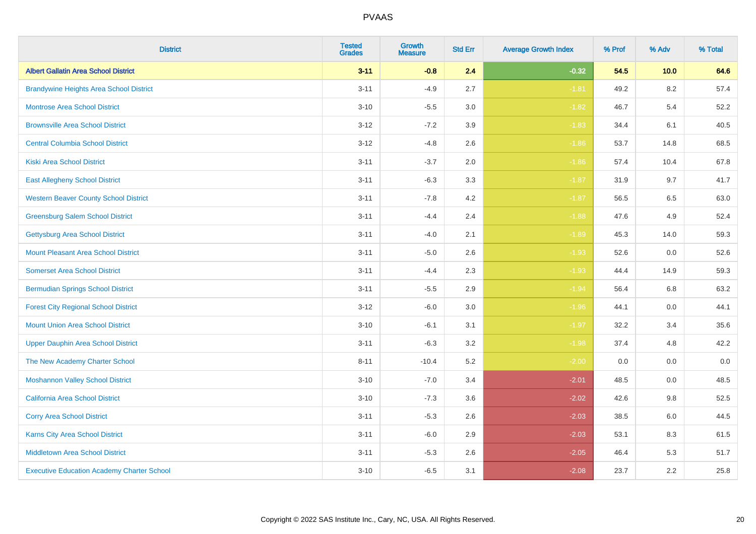| District | Tested Grades | Growth Measure | Std Err | Average Growth Index | % Prof | % Adv | % Total |
|---|---|---|---|---|---|---|---|
| **Albert Gallatin Area School District** | **3-11** | **-0.8** | **2.4** | **-0.32** | **54.5** | **10.0** | **64.6** |
| Brandywine Heights Area School District | 3-11 | -4.9 | 2.7 | -1.81 | 49.2 | 8.2 | 57.4 |
| Montrose Area School District | 3-10 | -5.5 | 3.0 | -1.82 | 46.7 | 5.4 | 52.2 |
| Brownsville Area School District | 3-12 | -7.2 | 3.9 | -1.83 | 34.4 | 6.1 | 40.5 |
| Central Columbia School District | 3-12 | -4.8 | 2.6 | -1.86 | 53.7 | 14.8 | 68.5 |
| Kiski Area School District | 3-11 | -3.7 | 2.0 | -1.86 | 57.4 | 10.4 | 67.8 |
| East Allegheny School District | 3-11 | -6.3 | 3.3 | -1.87 | 31.9 | 9.7 | 41.7 |
| Western Beaver County School District | 3-11 | -7.8 | 4.2 | -1.87 | 56.5 | 6.5 | 63.0 |
| Greensburg Salem School District | 3-11 | -4.4 | 2.4 | -1.88 | 47.6 | 4.9 | 52.4 |
| Gettysburg Area School District | 3-11 | -4.0 | 2.1 | -1.89 | 45.3 | 14.0 | 59.3 |
| Mount Pleasant Area School District | 3-11 | -5.0 | 2.6 | -1.93 | 52.6 | 0.0 | 52.6 |
| Somerset Area School District | 3-11 | -4.4 | 2.3 | -1.93 | 44.4 | 14.9 | 59.3 |
| Bermudian Springs School District | 3-11 | -5.5 | 2.9 | -1.94 | 56.4 | 6.8 | 63.2 |
| Forest City Regional School District | 3-12 | -6.0 | 3.0 | -1.96 | 44.1 | 0.0 | 44.1 |
| Mount Union Area School District | 3-10 | -6.1 | 3.1 | -1.97 | 32.2 | 3.4 | 35.6 |
| Upper Dauphin Area School District | 3-11 | -6.3 | 3.2 | -1.98 | 37.4 | 4.8 | 42.2 |
| The New Academy Charter School | 8-11 | -10.4 | 5.2 | -2.00 | 0.0 | 0.0 | 0.0 |
| Moshannon Valley School District | 3-10 | -7.0 | 3.4 | -2.01 | 48.5 | 0.0 | 48.5 |
| California Area School District | 3-10 | -7.3 | 3.6 | -2.02 | 42.6 | 9.8 | 52.5 |
| Corry Area School District | 3-11 | -5.3 | 2.6 | -2.03 | 38.5 | 6.0 | 44.5 |
| Karns City Area School District | 3-11 | -6.0 | 2.9 | -2.03 | 53.1 | 8.3 | 61.5 |
| Middletown Area School District | 3-11 | -5.3 | 2.6 | -2.05 | 46.4 | 5.3 | 51.7 |
| Executive Education Academy Charter School | 3-10 | -6.5 | 3.1 | -2.08 | 23.7 | 2.2 | 25.8 |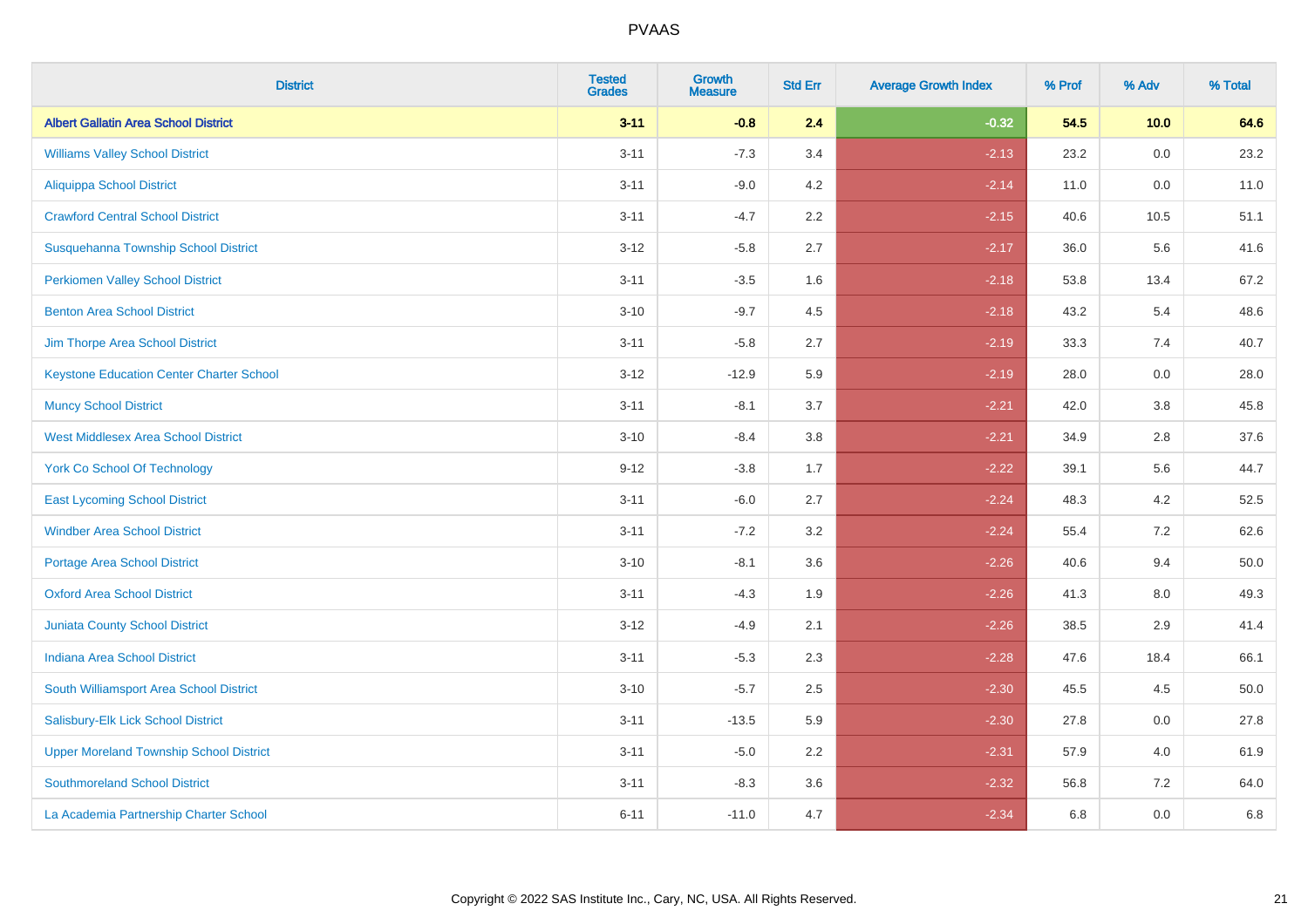| District | Tested Grades | Growth Measure | Std Err | Average Growth Index | % Prof | % Adv | % Total |
|---|---|---|---|---|---|---|---|
| **Albert Gallatin Area School District** | **3-11** | **-0.8** | **2.4** | **-0.32** | **54.5** | **10.0** | **64.6** |
| Williams Valley School District | 3-11 | -7.3 | 3.4 | -2.13 | 23.2 | 0.0 | 23.2 |
| Aliquippa School District | 3-11 | -9.0 | 4.2 | -2.14 | 11.0 | 0.0 | 11.0 |
| Crawford Central School District | 3-11 | -4.7 | 2.2 | -2.15 | 40.6 | 10.5 | 51.1 |
| Susquehanna Township School District | 3-12 | -5.8 | 2.7 | -2.17 | 36.0 | 5.6 | 41.6 |
| Perkiomen Valley School District | 3-11 | -3.5 | 1.6 | -2.18 | 53.8 | 13.4 | 67.2 |
| Benton Area School District | 3-10 | -9.7 | 4.5 | -2.18 | 43.2 | 5.4 | 48.6 |
| Jim Thorpe Area School District | 3-11 | -5.8 | 2.7 | -2.19 | 33.3 | 7.4 | 40.7 |
| Keystone Education Center Charter School | 3-12 | -12.9 | 5.9 | -2.19 | 28.0 | 0.0 | 28.0 |
| Muncy School District | 3-11 | -8.1 | 3.7 | -2.21 | 42.0 | 3.8 | 45.8 |
| West Middlesex Area School District | 3-10 | -8.4 | 3.8 | -2.21 | 34.9 | 2.8 | 37.6 |
| York Co School Of Technology | 9-12 | -3.8 | 1.7 | -2.22 | 39.1 | 5.6 | 44.7 |
| East Lycoming School District | 3-11 | -6.0 | 2.7 | -2.24 | 48.3 | 4.2 | 52.5 |
| Windber Area School District | 3-11 | -7.2 | 3.2 | -2.24 | 55.4 | 7.2 | 62.6 |
| Portage Area School District | 3-10 | -8.1 | 3.6 | -2.26 | 40.6 | 9.4 | 50.0 |
| Oxford Area School District | 3-11 | -4.3 | 1.9 | -2.26 | 41.3 | 8.0 | 49.3 |
| Juniata County School District | 3-12 | -4.9 | 2.1 | -2.26 | 38.5 | 2.9 | 41.4 |
| Indiana Area School District | 3-11 | -5.3 | 2.3 | -2.28 | 47.6 | 18.4 | 66.1 |
| South Williamsport Area School District | 3-10 | -5.7 | 2.5 | -2.30 | 45.5 | 4.5 | 50.0 |
| Salisbury-Elk Lick School District | 3-11 | -13.5 | 5.9 | -2.30 | 27.8 | 0.0 | 27.8 |
| Upper Moreland Township School District | 3-11 | -5.0 | 2.2 | -2.31 | 57.9 | 4.0 | 61.9 |
| Southmoreland School District | 3-11 | -8.3 | 3.6 | -2.32 | 56.8 | 7.2 | 64.0 |
| La Academia Partnership Charter School | 6-11 | -11.0 | 4.7 | -2.34 | 6.8 | 0.0 | 6.8 |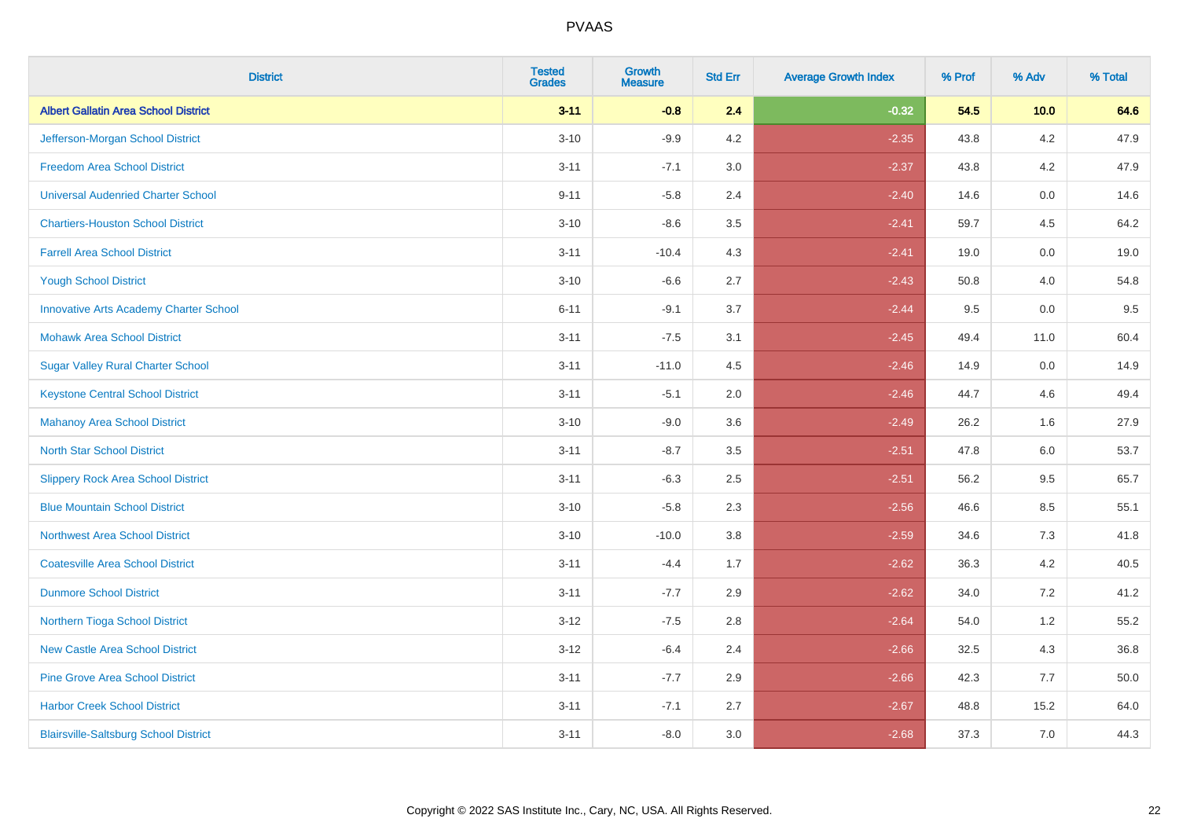# PVAAS

| District | Tested Grades | Growth Measure | Std Err | Average Growth Index | % Prof | % Adv | % Total |
|---|---|---|---|---|---|---|---|
| **Albert Gallatin Area School District** | **3-11** | **-0.8** | **2.4** | **-0.32** | **54.5** | **10.0** | **64.6** |
| Jefferson-Morgan School District | 3-10 | -9.9 | 4.2 | -2.35 | 43.8 | 4.2 | 47.9 |
| Freedom Area School District | 3-11 | -7.1 | 3.0 | -2.37 | 43.8 | 4.2 | 47.9 |
| Universal Audenried Charter School | 9-11 | -5.8 | 2.4 | -2.40 | 14.6 | 0.0 | 14.6 |
| Chartiers-Houston School District | 3-10 | -8.6 | 3.5 | -2.41 | 59.7 | 4.5 | 64.2 |
| Farrell Area School District | 3-11 | -10.4 | 4.3 | -2.41 | 19.0 | 0.0 | 19.0 |
| Yough School District | 3-10 | -6.6 | 2.7 | -2.43 | 50.8 | 4.0 | 54.8 |
| Innovative Arts Academy Charter School | 6-11 | -9.1 | 3.7 | -2.44 | 9.5 | 0.0 | 9.5 |
| Mohawk Area School District | 3-11 | -7.5 | 3.1 | -2.45 | 49.4 | 11.0 | 60.4 |
| Sugar Valley Rural Charter School | 3-11 | -11.0 | 4.5 | -2.46 | 14.9 | 0.0 | 14.9 |
| Keystone Central School District | 3-11 | -5.1 | 2.0 | -2.46 | 44.7 | 4.6 | 49.4 |
| Mahanoy Area School District | 3-10 | -9.0 | 3.6 | -2.49 | 26.2 | 1.6 | 27.9 |
| North Star School District | 3-11 | -8.7 | 3.5 | -2.51 | 47.8 | 6.0 | 53.7 |
| Slippery Rock Area School District | 3-11 | -6.3 | 2.5 | -2.51 | 56.2 | 9.5 | 65.7 |
| Blue Mountain School District | 3-10 | -5.8 | 2.3 | -2.56 | 46.6 | 8.5 | 55.1 |
| Northwest Area School District | 3-10 | -10.0 | 3.8 | -2.59 | 34.6 | 7.3 | 41.8 |
| Coatesville Area School District | 3-11 | -4.4 | 1.7 | -2.62 | 36.3 | 4.2 | 40.5 |
| Dunmore School District | 3-11 | -7.7 | 2.9 | -2.62 | 34.0 | 7.2 | 41.2 |
| Northern Tioga School District | 3-12 | -7.5 | 2.8 | -2.64 | 54.0 | 1.2 | 55.2 |
| New Castle Area School District | 3-12 | -6.4 | 2.4 | -2.66 | 32.5 | 4.3 | 36.8 |
| Pine Grove Area School District | 3-11 | -7.7 | 2.9 | -2.66 | 42.3 | 7.7 | 50.0 |
| Harbor Creek School District | 3-11 | -7.1 | 2.7 | -2.67 | 48.8 | 15.2 | 64.0 |
| Blairsville-Saltsburg School District | 3-11 | -8.0 | 3.0 | -2.68 | 37.3 | 7.0 | 44.3 |

Copyright © 2022 SAS Institute Inc., Cary, NC, USA. All Rights Reserved.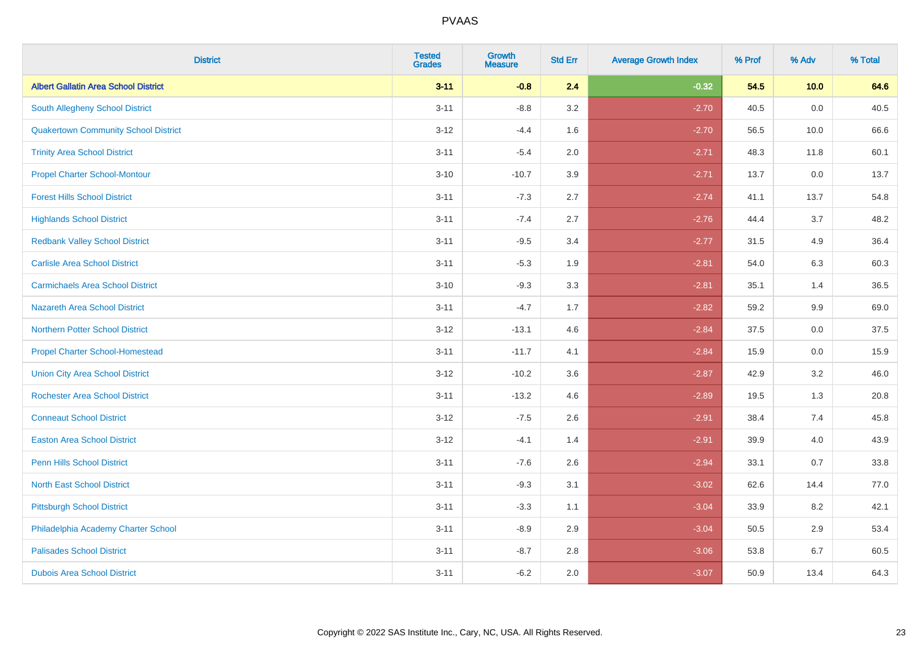# PVAAS

| District | Tested Grades | Growth Measure | Std Err | Average Growth Index | % Prof | % Adv | % Total |
|---|---|---|---|---|---|---|---|
| **Albert Gallatin Area School District** | **3-11** | **-0.8** | **2.4** | **-0.32** | **54.5** | **10.0** | **64.6** |
| South Allegheny School District | 3-11 | -8.8 | 3.2 | -2.70 | 40.5 | 0.0 | 40.5 |
| Quakertown Community School District | 3-12 | -4.4 | 1.6 | -2.70 | 56.5 | 10.0 | 66.6 |
| Trinity Area School District | 3-11 | -5.4 | 2.0 | -2.71 | 48.3 | 11.8 | 60.1 |
| Propel Charter School-Montour | 3-10 | -10.7 | 3.9 | -2.71 | 13.7 | 0.0 | 13.7 |
| Forest Hills School District | 3-11 | -7.3 | 2.7 | -2.74 | 41.1 | 13.7 | 54.8 |
| Highlands School District | 3-11 | -7.4 | 2.7 | -2.76 | 44.4 | 3.7 | 48.2 |
| Redbank Valley School District | 3-11 | -9.5 | 3.4 | -2.77 | 31.5 | 4.9 | 36.4 |
| Carlisle Area School District | 3-11 | -5.3 | 1.9 | -2.81 | 54.0 | 6.3 | 60.3 |
| Carmichaels Area School District | 3-10 | -9.3 | 3.3 | -2.81 | 35.1 | 1.4 | 36.5 |
| Nazareth Area School District | 3-11 | -4.7 | 1.7 | -2.82 | 59.2 | 9.9 | 69.0 |
| Northern Potter School District | 3-12 | -13.1 | 4.6 | -2.84 | 37.5 | 0.0 | 37.5 |
| Propel Charter School-Homestead | 3-11 | -11.7 | 4.1 | -2.84 | 15.9 | 0.0 | 15.9 |
| Union City Area School District | 3-12 | -10.2 | 3.6 | -2.87 | 42.9 | 3.2 | 46.0 |
| Rochester Area School District | 3-11 | -13.2 | 4.6 | -2.89 | 19.5 | 1.3 | 20.8 |
| Conneaut School District | 3-12 | -7.5 | 2.6 | -2.91 | 38.4 | 7.4 | 45.8 |
| Easton Area School District | 3-12 | -4.1 | 1.4 | -2.91 | 39.9 | 4.0 | 43.9 |
| Penn Hills School District | 3-11 | -7.6 | 2.6 | -2.94 | 33.1 | 0.7 | 33.8 |
| North East School District | 3-11 | -9.3 | 3.1 | -3.02 | 62.6 | 14.4 | 77.0 |
| Pittsburgh School District | 3-11 | -3.3 | 1.1 | -3.04 | 33.9 | 8.2 | 42.1 |
| Philadelphia Academy Charter School | 3-11 | -8.9 | 2.9 | -3.04 | 50.5 | 2.9 | 53.4 |
| Palisades School District | 3-11 | -8.7 | 2.8 | -3.06 | 53.8 | 6.7 | 60.5 |
| Dubois Area School District | 3-11 | -6.2 | 2.0 | -3.07 | 50.9 | 13.4 | 64.3 |

Copyright © 2022 SAS Institute Inc., Cary, NC, USA. All Rights Reserved.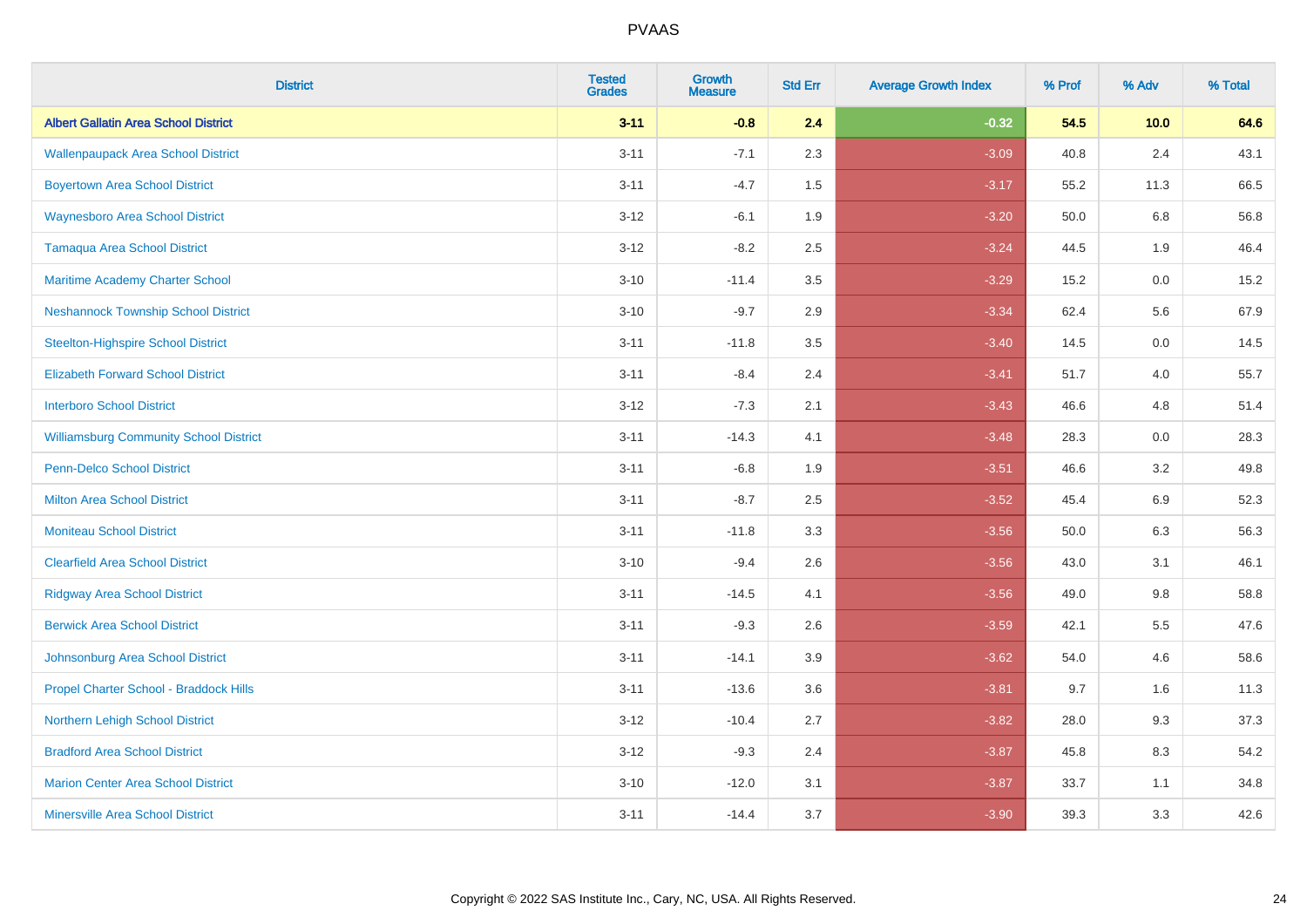# PVAAS

| District | Tested Grades | Growth Measure | Std Err | Average Growth Index | % Prof | % Adv | % Total |
|---|---|---|---|---|---|---|---|
| **Albert Gallatin Area School District** | **3-11** | **-0.8** | **2.4** | **-0.32** | **54.5** | **10.0** | **64.6** |
| Wallenpaupack Area School District | 3-11 | -7.1 | 2.3 | -3.09 | 40.8 | 2.4 | 43.1 |
| Boyertown Area School District | 3-11 | -4.7 | 1.5 | -3.17 | 55.2 | 11.3 | 66.5 |
| Waynesboro Area School District | 3-12 | -6.1 | 1.9 | -3.20 | 50.0 | 6.8 | 56.8 |
| Tamaqua Area School District | 3-12 | -8.2 | 2.5 | -3.24 | 44.5 | 1.9 | 46.4 |
| Maritime Academy Charter School | 3-10 | -11.4 | 3.5 | -3.29 | 15.2 | 0.0 | 15.2 |
| Neshannock Township School District | 3-10 | -9.7 | 2.9 | -3.34 | 62.4 | 5.6 | 67.9 |
| Steelton-Highspire School District | 3-11 | -11.8 | 3.5 | -3.40 | 14.5 | 0.0 | 14.5 |
| Elizabeth Forward School District | 3-11 | -8.4 | 2.4 | -3.41 | 51.7 | 4.0 | 55.7 |
| Interboro School District | 3-12 | -7.3 | 2.1 | -3.43 | 46.6 | 4.8 | 51.4 |
| Williamsburg Community School District | 3-11 | -14.3 | 4.1 | -3.48 | 28.3 | 0.0 | 28.3 |
| Penn-Delco School District | 3-11 | -6.8 | 1.9 | -3.51 | 46.6 | 3.2 | 49.8 |
| Milton Area School District | 3-11 | -8.7 | 2.5 | -3.52 | 45.4 | 6.9 | 52.3 |
| Moniteau School District | 3-11 | -11.8 | 3.3 | -3.56 | 50.0 | 6.3 | 56.3 |
| Clearfield Area School District | 3-10 | -9.4 | 2.6 | -3.56 | 43.0 | 3.1 | 46.1 |
| Ridgway Area School District | 3-11 | -14.5 | 4.1 | -3.56 | 49.0 | 9.8 | 58.8 |
| Berwick Area School District | 3-11 | -9.3 | 2.6 | -3.59 | 42.1 | 5.5 | 47.6 |
| Johnsonburg Area School District | 3-11 | -14.1 | 3.9 | -3.62 | 54.0 | 4.6 | 58.6 |
| Propel Charter School - Braddock Hills | 3-11 | -13.6 | 3.6 | -3.81 | 9.7 | 1.6 | 11.3 |
| Northern Lehigh School District | 3-12 | -10.4 | 2.7 | -3.82 | 28.0 | 9.3 | 37.3 |
| Bradford Area School District | 3-12 | -9.3 | 2.4 | -3.87 | 45.8 | 8.3 | 54.2 |
| Marion Center Area School District | 3-10 | -12.0 | 3.1 | -3.87 | 33.7 | 1.1 | 34.8 |
| Minersville Area School District | 3-11 | -14.4 | 3.7 | -3.90 | 39.3 | 3.3 | 42.6 |

Copyright © 2022 SAS Institute Inc., Cary, NC, USA. All Rights Reserved.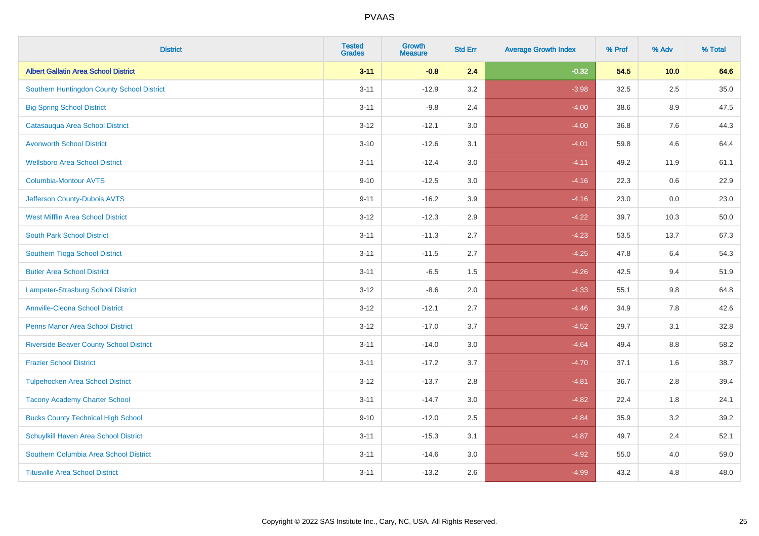| District | Tested Grades | Growth Measure | Std Err | Average Growth Index | % Prof | % Adv | % Total |
|---|---|---|---|---|---|---|---|
| **Albert Gallatin Area School District** | **3-11** | **-0.8** | **2.4** | **-0.32** | **54.5** | **10.0** | **64.6** |
| Southern Huntingdon County School District | 3-11 | -12.9 | 3.2 | -3.98 | 32.5 | 2.5 | 35.0 |
| Big Spring School District | 3-11 | -9.8 | 2.4 | -4.00 | 38.6 | 8.9 | 47.5 |
| Catasauqua Area School District | 3-12 | -12.1 | 3.0 | -4.00 | 36.8 | 7.6 | 44.3 |
| Avonworth School District | 3-10 | -12.6 | 3.1 | -4.01 | 59.8 | 4.6 | 64.4 |
| Wellsboro Area School District | 3-11 | -12.4 | 3.0 | -4.11 | 49.2 | 11.9 | 61.1 |
| Columbia-Montour AVTS | 9-10 | -12.5 | 3.0 | -4.16 | 22.3 | 0.6 | 22.9 |
| Jefferson County-Dubois AVTS | 9-11 | -16.2 | 3.9 | -4.16 | 23.0 | 0.0 | 23.0 |
| West Mifflin Area School District | 3-12 | -12.3 | 2.9 | -4.22 | 39.7 | 10.3 | 50.0 |
| South Park School District | 3-11 | -11.3 | 2.7 | -4.23 | 53.5 | 13.7 | 67.3 |
| Southern Tioga School District | 3-11 | -11.5 | 2.7 | -4.25 | 47.8 | 6.4 | 54.3 |
| Butler Area School District | 3-11 | -6.5 | 1.5 | -4.26 | 42.5 | 9.4 | 51.9 |
| Lampeter-Strasburg School District | 3-12 | -8.6 | 2.0 | -4.33 | 55.1 | 9.8 | 64.8 |
| Annville-Cleona School District | 3-12 | -12.1 | 2.7 | -4.46 | 34.9 | 7.8 | 42.6 |
| Penns Manor Area School District | 3-12 | -17.0 | 3.7 | -4.52 | 29.7 | 3.1 | 32.8 |
| Riverside Beaver County School District | 3-11 | -14.0 | 3.0 | -4.64 | 49.4 | 8.8 | 58.2 |
| Frazier School District | 3-11 | -17.2 | 3.7 | -4.70 | 37.1 | 1.6 | 38.7 |
| Tulpehocken Area School District | 3-12 | -13.7 | 2.8 | -4.81 | 36.7 | 2.8 | 39.4 |
| Tacony Academy Charter School | 3-11 | -14.7 | 3.0 | -4.82 | 22.4 | 1.8 | 24.1 |
| Bucks County Technical High School | 9-10 | -12.0 | 2.5 | -4.84 | 35.9 | 3.2 | 39.2 |
| Schuylkill Haven Area School District | 3-11 | -15.3 | 3.1 | -4.87 | 49.7 | 2.4 | 52.1 |
| Southern Columbia Area School District | 3-11 | -14.6 | 3.0 | -4.92 | 55.0 | 4.0 | 59.0 |
| Titusville Area School District | 3-11 | -13.2 | 2.6 | -4.99 | 43.2 | 4.8 | 48.0 |

Copyright © 2022 SAS Institute Inc., Cary, NC, USA. All Rights Reserved.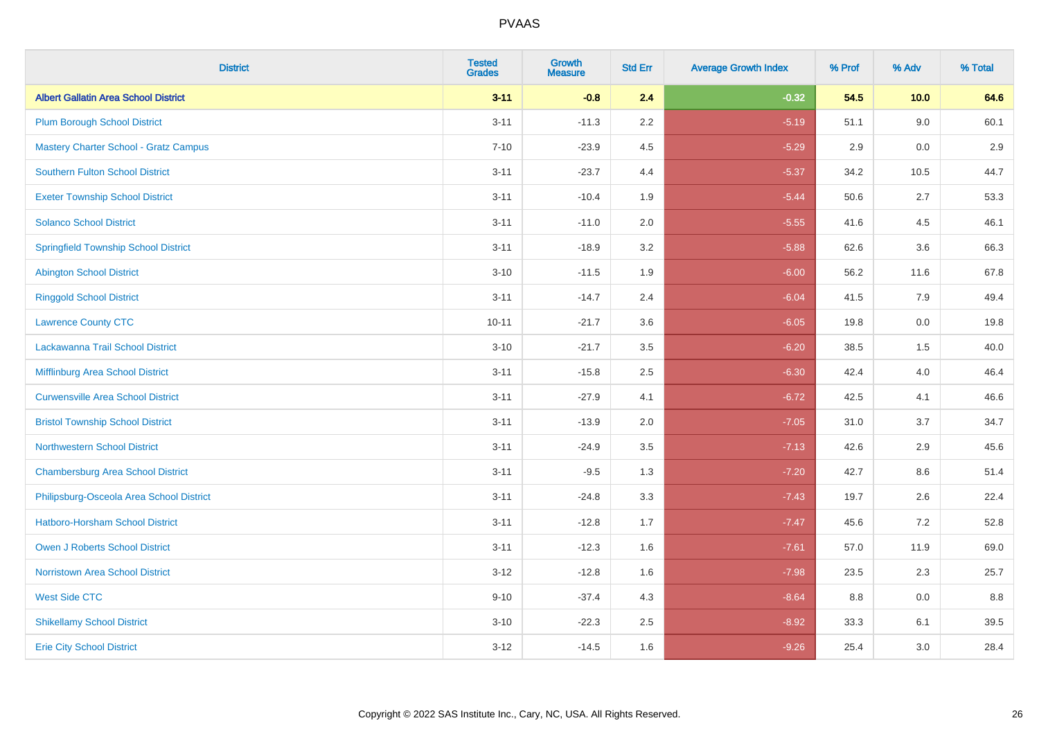| District | Tested Grades | Growth Measure | Std Err | Average Growth Index | % Prof | % Adv | % Total |
|---|---|---|---|---|---|---|---|
| **Albert Gallatin Area School District** | **3-11** | **-0.8** | **2.4** | **-0.32** | **54.5** | **10.0** | **64.6** |
| Plum Borough School District | 3-11 | -11.3 | 2.2 | -5.19 | 51.1 | 9.0 | 60.1 |
| Mastery Charter School - Gratz Campus | 7-10 | -23.9 | 4.5 | -5.29 | 2.9 | 0.0 | 2.9 |
| Southern Fulton School District | 3-11 | -23.7 | 4.4 | -5.37 | 34.2 | 10.5 | 44.7 |
| Exeter Township School District | 3-11 | -10.4 | 1.9 | -5.44 | 50.6 | 2.7 | 53.3 |
| Solanco School District | 3-11 | -11.0 | 2.0 | -5.55 | 41.6 | 4.5 | 46.1 |
| Springfield Township School District | 3-11 | -18.9 | 3.2 | -5.88 | 62.6 | 3.6 | 66.3 |
| Abington School District | 3-10 | -11.5 | 1.9 | -6.00 | 56.2 | 11.6 | 67.8 |
| Ringgold School District | 3-11 | -14.7 | 2.4 | -6.04 | 41.5 | 7.9 | 49.4 |
| Lawrence County CTC | 10-11 | -21.7 | 3.6 | -6.05 | 19.8 | 0.0 | 19.8 |
| Lackawanna Trail School District | 3-10 | -21.7 | 3.5 | -6.20 | 38.5 | 1.5 | 40.0 |
| Mifflinburg Area School District | 3-11 | -15.8 | 2.5 | -6.30 | 42.4 | 4.0 | 46.4 |
| Curwensville Area School District | 3-11 | -27.9 | 4.1 | -6.72 | 42.5 | 4.1 | 46.6 |
| Bristol Township School District | 3-11 | -13.9 | 2.0 | -7.05 | 31.0 | 3.7 | 34.7 |
| Northwestern School District | 3-11 | -24.9 | 3.5 | -7.13 | 42.6 | 2.9 | 45.6 |
| Chambersburg Area School District | 3-11 | -9.5 | 1.3 | -7.20 | 42.7 | 8.6 | 51.4 |
| Philipsburg-Osceola Area School District | 3-11 | -24.8 | 3.3 | -7.43 | 19.7 | 2.6 | 22.4 |
| Hatboro-Horsham School District | 3-11 | -12.8 | 1.7 | -7.47 | 45.6 | 7.2 | 52.8 |
| Owen J Roberts School District | 3-11 | -12.3 | 1.6 | -7.61 | 57.0 | 11.9 | 69.0 |
| Norristown Area School District | 3-12 | -12.8 | 1.6 | -7.98 | 23.5 | 2.3 | 25.7 |
| West Side CTC | 9-10 | -37.4 | 4.3 | -8.64 | 8.8 | 0.0 | 8.8 |
| Shikellamy School District | 3-10 | -22.3 | 2.5 | -8.92 | 33.3 | 6.1 | 39.5 |
| Erie City School District | 3-12 | -14.5 | 1.6 | -9.26 | 25.4 | 3.0 | 28.4 |

Copyright © 2022 SAS Institute Inc., Cary, NC, USA. All Rights Reserved.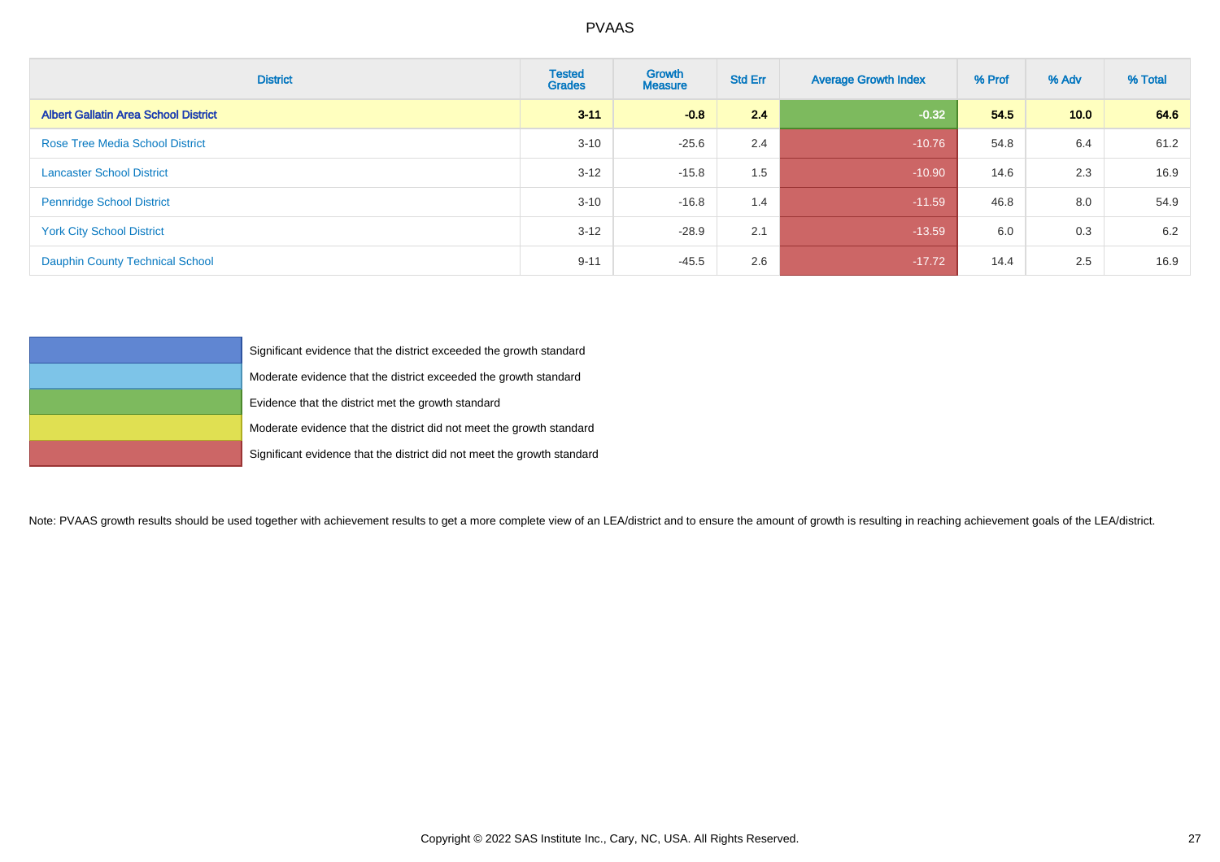# PVAAS

| District | Tested Grades | Growth Measure | Std Err | Average Growth Index | % Prof | % Adv | % Total |
|---|---|---|---|---|---|---|---|
| **Albert Gallatin Area School District** | **3-11** | **-0.8** | **2.4** | **-0.32** | **54.5** | **10.0** | **64.6** |
| Rose Tree Media School District | 3-10 | -25.6 | 2.4 | -10.76 | 54.8 | 6.4 | 61.2 |
| Lancaster School District | 3-12 | -15.8 | 1.5 | -10.90 | 14.6 | 2.3 | 16.9 |
| Pennridge School District | 3-10 | -16.8 | 1.4 | -11.59 | 46.8 | 8.0 | 54.9 |
| York City School District | 3-12 | -28.9 | 2.1 | -13.59 | 6.0 | 0.3 | 6.2 |
| Dauphin County Technical School | 9-11 | -45.5 | 2.6 | -17.72 | 14.4 | 2.5 | 16.9 |

Significant evidence that the district exceeded the growth standard

Moderate evidence that the district exceeded the growth standard

Evidence that the district met the growth standard

Moderate evidence that the district did not meet the growth standard

Significant evidence that the district did not meet the growth standard

Note: PVAAS growth results should be used together with achievement results to get a more complete view of an LEA/district and to ensure the amount of growth is resulting in reaching achievement goals of the LEA/district.

Copyright © 2022 SAS Institute Inc., Cary, NC, USA. All Rights Reserved.